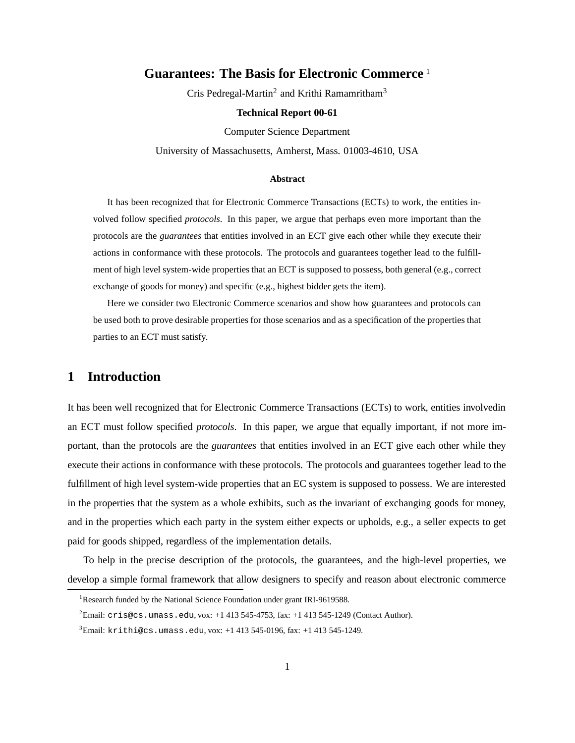# Guarantees: The Basis for Electronic Commerce [1]

Cris Pedregal-Martin[2] and Krithi Ramamritham[3]

**Technical Report 00-61**

Computer Science Department

University of Massachusetts, Amherst, Mass. 01003-4610, USA

**Abstract**

It has been recognized that for Electronic Commerce Transactions (ECTs) to work, the entities involved follow specified *protocols*. In this paper, we argue that perhaps even more important than the protocols are the *guarantees* that entities involved in an ECT give each other while they execute their actions in conformance with these protocols. The protocols and guarantees together lead to the fulfillment of high level system-wide properties that an ECT is supposed to possess, both general (e.g., correct exchange of goods for money) and specific (e.g., highest bidder gets the item).

Here we consider two Electronic Commerce scenarios and show how guarantees and protocols can be used both to prove desirable properties for those scenarios and as a specification of the properties that parties to an ECT must satisfy.

## 1 Introduction

It has been well recognized that for Electronic Commerce Transactions (ECTs) to work, entities involvedin an ECT must follow specified *protocols*. In this paper, we argue that equally important, if not more important, than the protocols are the *guarantees* that entities involved in an ECT give each other while they execute their actions in conformance with these protocols. The protocols and guarantees together lead to the fulfillment of high level system-wide properties that an EC system is supposed to possess. We are interested in the properties that the system as a whole exhibits, such as the invariant of exchanging goods for money, and in the properties which each party in the system either expects or upholds, e.g., a seller expects to get paid for goods shipped, regardless of the implementation details.

To help in the precise description of the protocols, the guarantees, and the high-level properties, we develop a simple formal framework that allow designers to specify and reason about electronic commerce

---

[1] Research funded by the National Science Foundation under grant IRI-9619588.

[2] Email: `cris@cs.umass.edu`, vox: +1 413 545-4753, fax: +1 413 545-1249 (Contact Author).

[3] Email: `krithi@cs.umass.edu`, vox: +1 413 545-0196, fax: +1 413 545-1249.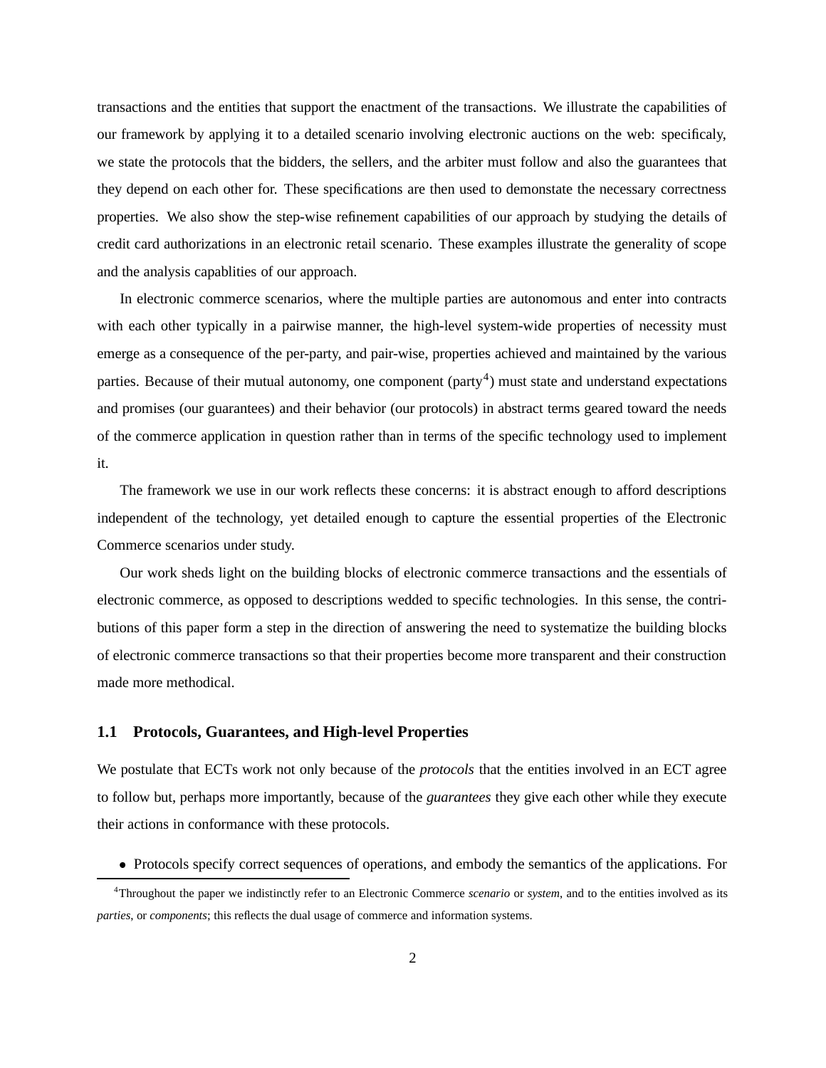transactions and the entities that support the enactment of the transactions. We illustrate the capabilities of our framework by applying it to a detailed scenario involving electronic auctions on the web: specificaly, we state the protocols that the bidders, the sellers, and the arbiter must follow and also the guarantees that they depend on each other for. These specifications are then used to demonstate the necessary correctness properties. We also show the step-wise refinement capabilities of our approach by studying the details of credit card authorizations in an electronic retail scenario. These examples illustrate the generality of scope and the analysis capablities of our approach.

In electronic commerce scenarios, where the multiple parties are autonomous and enter into contracts with each other typically in a pairwise manner, the high-level system-wide properties of necessity must emerge as a consequence of the per-party, and pair-wise, properties achieved and maintained by the various parties. Because of their mutual autonomy, one component (party[4]) must state and understand expectations and promises (our guarantees) and their behavior (our protocols) in abstract terms geared toward the needs of the commerce application in question rather than in terms of the specific technology used to implement it.

The framework we use in our work reflects these concerns: it is abstract enough to afford descriptions independent of the technology, yet detailed enough to capture the essential properties of the Electronic Commerce scenarios under study.

Our work sheds light on the building blocks of electronic commerce transactions and the essentials of electronic commerce, as opposed to descriptions wedded to specific technologies. In this sense, the contributions of this paper form a step in the direction of answering the need to systematize the building blocks of electronic commerce transactions so that their properties become more transparent and their construction made more methodical.

### 1.1 Protocols, Guarantees, and High-level Properties

We postulate that ECTs work not only because of the *protocols* that the entities involved in an ECT agree to follow but, perhaps more importantly, because of the *guarantees* they give each other while they execute their actions in conformance with these protocols.

- Protocols specify correct sequences of operations, and embody the semantics of the applications. For

[4]Throughout the paper we indistinctly refer to an Electronic Commerce *scenario* or *system*, and to the entities involved as its *parties*, or *components*; this reflects the dual usage of commerce and information systems.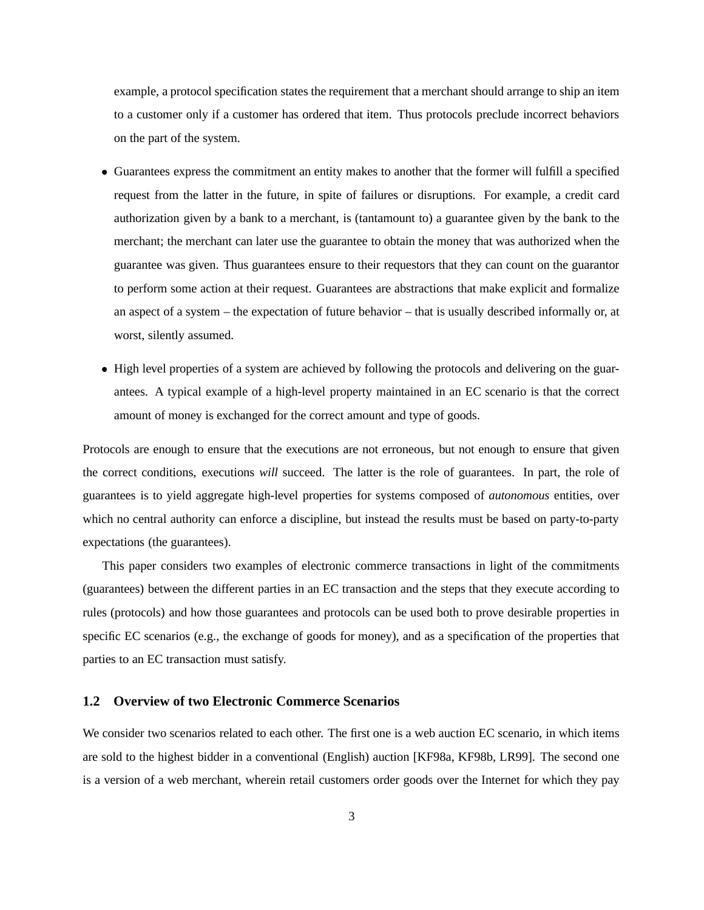example, a protocol specification states the requirement that a merchant should arrange to ship an item to a customer only if a customer has ordered that item. Thus protocols preclude incorrect behaviors on the part of the system.

- Guarantees express the commitment an entity makes to another that the former will fulfill a specified request from the latter in the future, in spite of failures or disruptions. For example, a credit card authorization given by a bank to a merchant, is (tantamount to) a guarantee given by the bank to the merchant; the merchant can later use the guarantee to obtain the money that was authorized when the guarantee was given. Thus guarantees ensure to their requestors that they can count on the guarantor to perform some action at their request. Guarantees are abstractions that make explicit and formalize an aspect of a system – the expectation of future behavior – that is usually described informally or, at worst, silently assumed.

- High level properties of a system are achieved by following the protocols and delivering on the guarantees. A typical example of a high-level property maintained in an EC scenario is that the correct amount of money is exchanged for the correct amount and type of goods.

Protocols are enough to ensure that the executions are not erroneous, but not enough to ensure that given the correct conditions, executions *will* succeed. The latter is the role of guarantees. In part, the role of guarantees is to yield aggregate high-level properties for systems composed of *autonomous* entities, over which no central authority can enforce a discipline, but instead the results must be based on party-to-party expectations (the guarantees).

This paper considers two examples of electronic commerce transactions in light of the commitments (guarantees) between the different parties in an EC transaction and the steps that they execute according to rules (protocols) and how those guarantees and protocols can be used both to prove desirable properties in specific EC scenarios (e.g., the exchange of goods for money), and as a specification of the properties that parties to an EC transaction must satisfy.

### 1.2 Overview of two Electronic Commerce Scenarios

We consider two scenarios related to each other. The first one is a web auction EC scenario, in which items are sold to the highest bidder in a conventional (English) auction [KF98a, KF98b, LR99]. The second one is a version of a web merchant, wherein retail customers order goods over the Internet for which they pay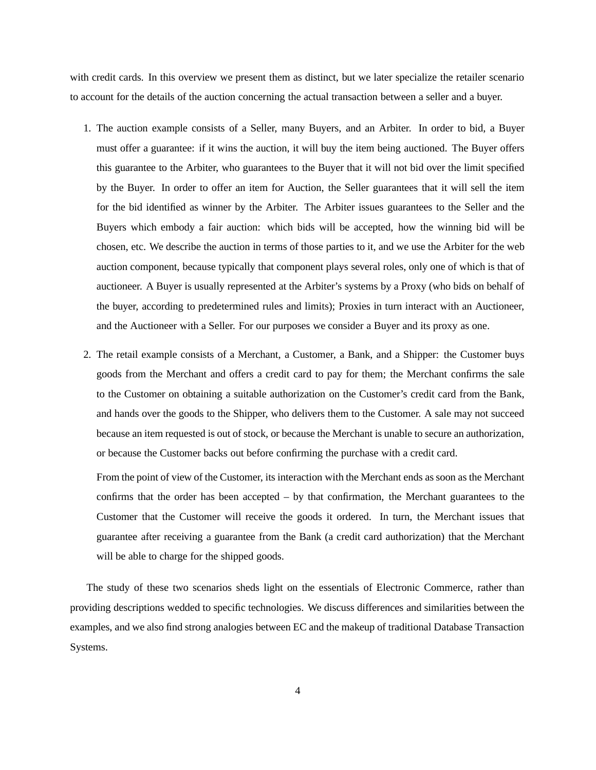with credit cards. In this overview we present them as distinct, but we later specialize the retailer scenario to account for the details of the auction concerning the actual transaction between a seller and a buyer.

1. The auction example consists of a Seller, many Buyers, and an Arbiter. In order to bid, a Buyer must offer a guarantee: if it wins the auction, it will buy the item being auctioned. The Buyer offers this guarantee to the Arbiter, who guarantees to the Buyer that it will not bid over the limit specified by the Buyer. In order to offer an item for Auction, the Seller guarantees that it will sell the item for the bid identified as winner by the Arbiter. The Arbiter issues guarantees to the Seller and the Buyers which embody a fair auction: which bids will be accepted, how the winning bid will be chosen, etc. We describe the auction in terms of those parties to it, and we use the Arbiter for the web auction component, because typically that component plays several roles, only one of which is that of auctioneer. A Buyer is usually represented at the Arbiter's systems by a Proxy (who bids on behalf of the buyer, according to predetermined rules and limits); Proxies in turn interact with an Auctioneer, and the Auctioneer with a Seller. For our purposes we consider a Buyer and its proxy as one.

2. The retail example consists of a Merchant, a Customer, a Bank, and a Shipper: the Customer buys goods from the Merchant and offers a credit card to pay for them; the Merchant confirms the sale to the Customer on obtaining a suitable authorization on the Customer's credit card from the Bank, and hands over the goods to the Shipper, who delivers them to the Customer. A sale may not succeed because an item requested is out of stock, or because the Merchant is unable to secure an authorization, or because the Customer backs out before confirming the purchase with a credit card.

   From the point of view of the Customer, its interaction with the Merchant ends as soon as the Merchant confirms that the order has been accepted – by that confirmation, the Merchant guarantees to the Customer that the Customer will receive the goods it ordered. In turn, the Merchant issues that guarantee after receiving a guarantee from the Bank (a credit card authorization) that the Merchant will be able to charge for the shipped goods.

The study of these two scenarios sheds light on the essentials of Electronic Commerce, rather than providing descriptions wedded to specific technologies. We discuss differences and similarities between the examples, and we also find strong analogies between EC and the makeup of traditional Database Transaction Systems.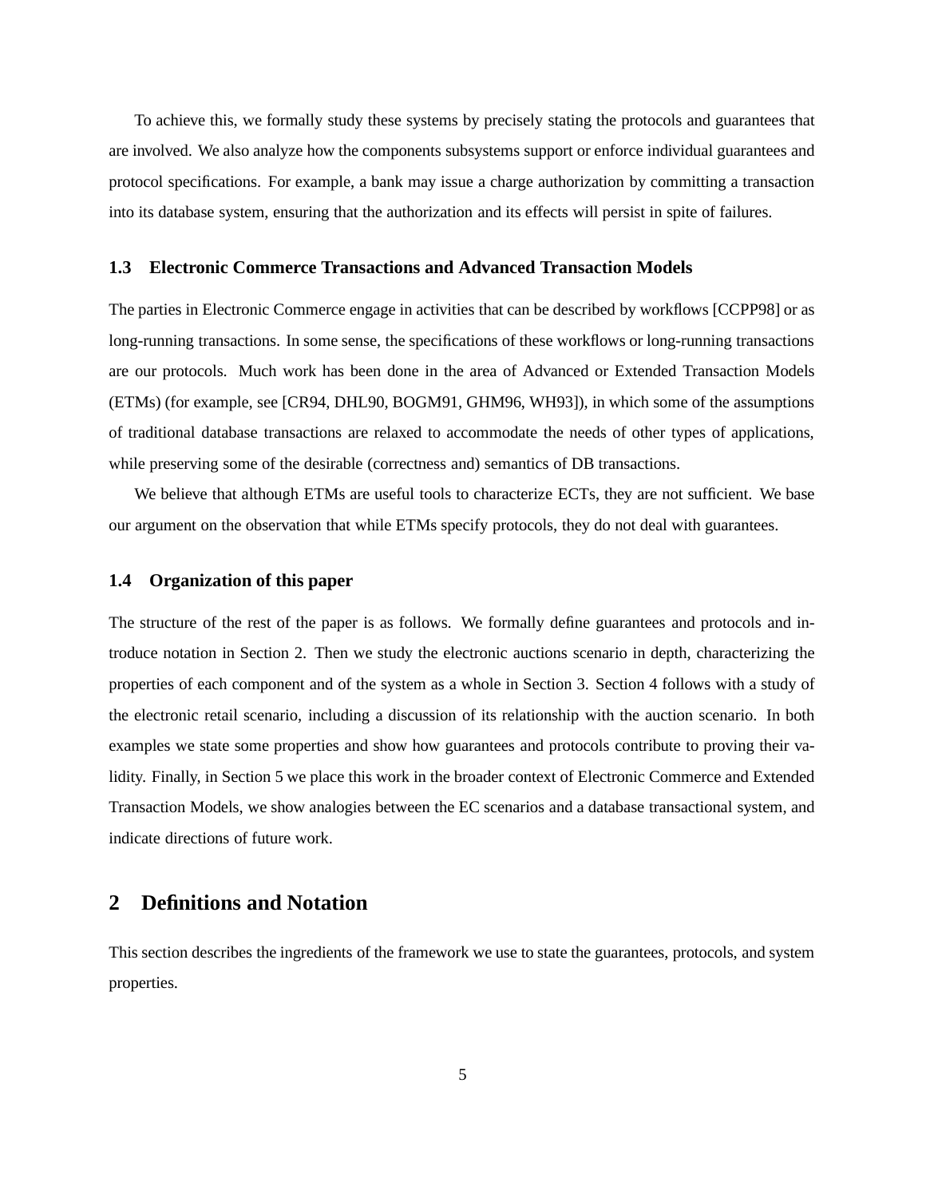To achieve this, we formally study these systems by precisely stating the protocols and guarantees that are involved. We also analyze how the components subsystems support or enforce individual guarantees and protocol specifications. For example, a bank may issue a charge authorization by committing a transaction into its database system, ensuring that the authorization and its effects will persist in spite of failures.

### 1.3 Electronic Commerce Transactions and Advanced Transaction Models

The parties in Electronic Commerce engage in activities that can be described by workflows [CCPP98] or as long-running transactions. In some sense, the specifications of these workflows or long-running transactions are our protocols. Much work has been done in the area of Advanced or Extended Transaction Models (ETMs) (for example, see [CR94, DHL90, BOGM91, GHM96, WH93]), in which some of the assumptions of traditional database transactions are relaxed to accommodate the needs of other types of applications, while preserving some of the desirable (correctness and) semantics of DB transactions.

We believe that although ETMs are useful tools to characterize ECTs, they are not sufficient. We base our argument on the observation that while ETMs specify protocols, they do not deal with guarantees.

### 1.4 Organization of this paper

The structure of the rest of the paper is as follows. We formally define guarantees and protocols and introduce notation in Section 2. Then we study the electronic auctions scenario in depth, characterizing the properties of each component and of the system as a whole in Section 3. Section 4 follows with a study of the electronic retail scenario, including a discussion of its relationship with the auction scenario. In both examples we state some properties and show how guarantees and protocols contribute to proving their validity. Finally, in Section 5 we place this work in the broader context of Electronic Commerce and Extended Transaction Models, we show analogies between the EC scenarios and a database transactional system, and indicate directions of future work.

## 2 Definitions and Notation

This section describes the ingredients of the framework we use to state the guarantees, protocols, and system properties.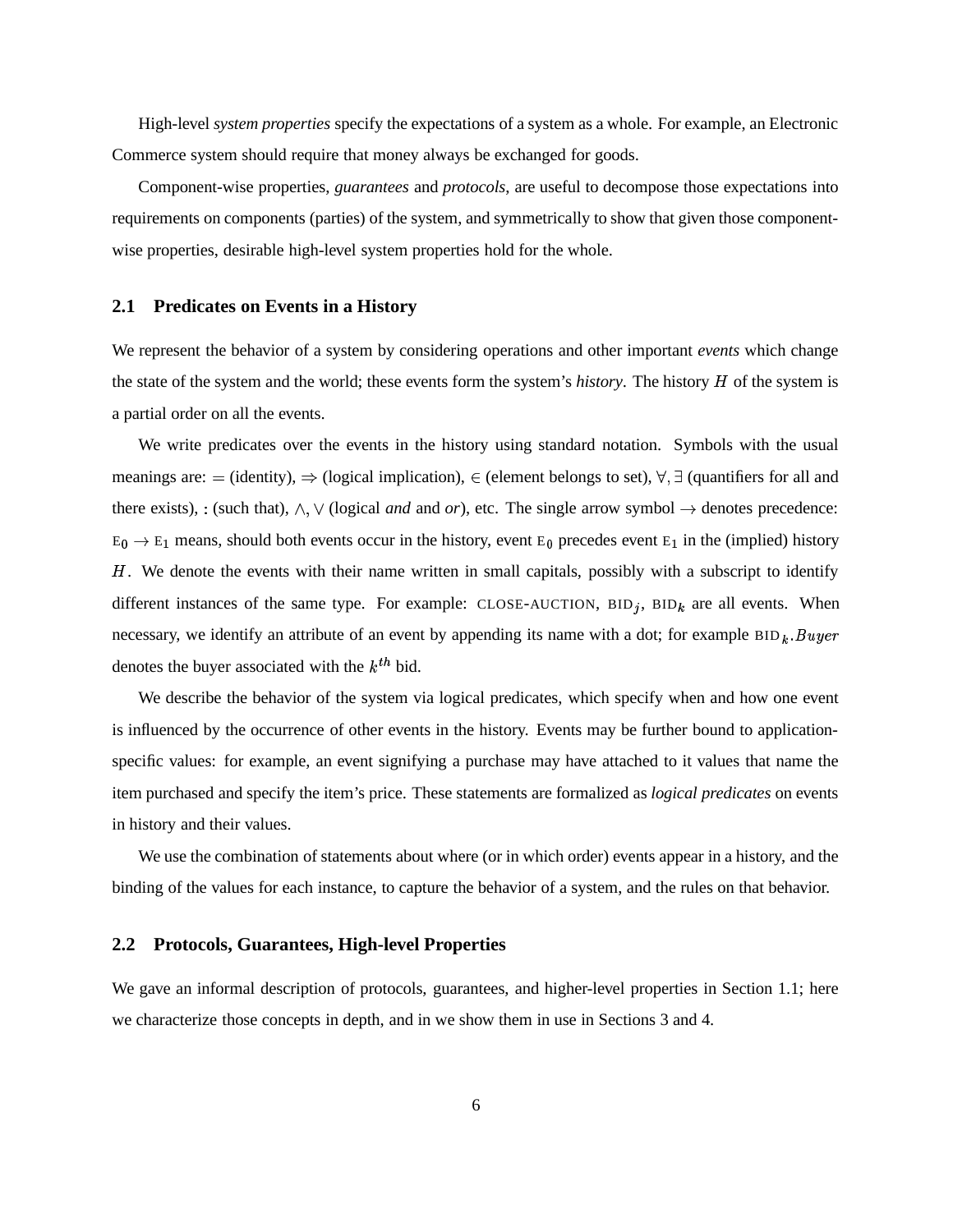High-level *system properties* specify the expectations of a system as a whole. For example, an Electronic Commerce system should require that money always be exchanged for goods.

Component-wise properties, *guarantees* and *protocols*, are useful to decompose those expectations into requirements on components (parties) of the system, and symmetrically to show that given those component-wise properties, desirable high-level system properties hold for the whole.

### 2.1 Predicates on Events in a History

We represent the behavior of a system by considering operations and other important *events* which change the state of the system and the world; these events form the system's *history*. The history $H$ of the system is a partial order on all the events.

We write predicates over the events in the history using standard notation. Symbols with the usual meanings are: $=$ (identity), $\Rightarrow$ (logical implication), $\in$ (element belongs to set), $\forall, \exists$ (quantifiers for all and there exists), : (such that), $\wedge, \vee$ (logical *and* and *or*), etc. The single arrow symbol $\rightarrow$ denotes precedence: $\text{E}_0 \rightarrow \text{E}_1$ means, should both events occur in the history, event $\text{E}_0$ precedes event $\text{E}_1$ in the (implied) history $H$. We denote the events with their name written in small capitals, possibly with a subscript to identify different instances of the same type. For example: CLOSE-AUCTION, $\text{BID}_j$, $\text{BID}_k$ are all events. When necessary, we identify an attribute of an event by appending its name with a dot; for example $\text{BID}_k.Buyer$ denotes the buyer associated with the $k^{th}$ bid.

We describe the behavior of the system via logical predicates, which specify when and how one event is influenced by the occurrence of other events in the history. Events may be further bound to application-specific values: for example, an event signifying a purchase may have attached to it values that name the item purchased and specify the item's price. These statements are formalized as *logical predicates* on events in history and their values.

We use the combination of statements about where (or in which order) events appear in a history, and the binding of the values for each instance, to capture the behavior of a system, and the rules on that behavior.

### 2.2 Protocols, Guarantees, High-level Properties

We gave an informal description of protocols, guarantees, and higher-level properties in Section 1.1; here we characterize those concepts in depth, and in we show them in use in Sections 3 and 4.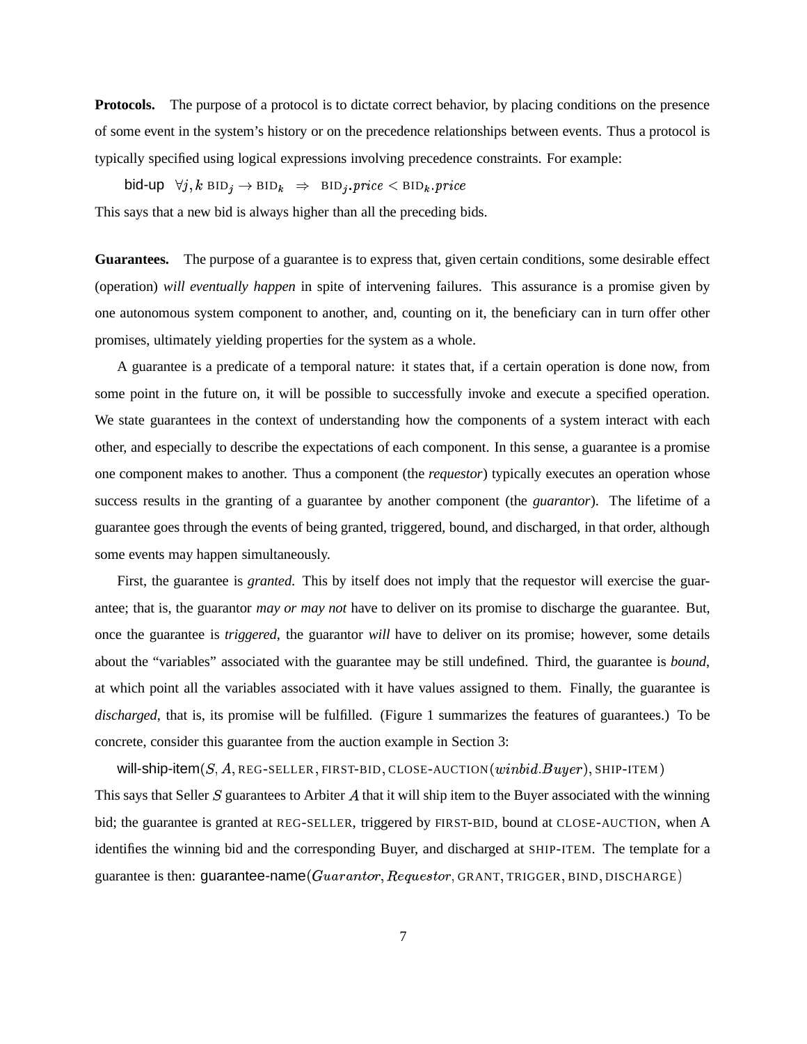**Protocols.** The purpose of a protocol is to dictate correct behavior, by placing conditions on the presence of some event in the system's history or on the precedence relationships between events. Thus a protocol is typically specified using logical expressions involving precedence constraints. For example:

bid-up $\forall j, k\ \text{BID}_j \rightarrow \text{BID}_k \ \Rightarrow\ \text{BID}_j.price < \text{BID}_k.price$

This says that a new bid is always higher than all the preceding bids.

**Guarantees.** The purpose of a guarantee is to express that, given certain conditions, some desirable effect (operation) *will eventually happen* in spite of intervening failures. This assurance is a promise given by one autonomous system component to another, and, counting on it, the beneficiary can in turn offer other promises, ultimately yielding properties for the system as a whole.

A guarantee is a predicate of a temporal nature: it states that, if a certain operation is done now, from some point in the future on, it will be possible to successfully invoke and execute a specified operation. We state guarantees in the context of understanding how the components of a system interact with each other, and especially to describe the expectations of each component. In this sense, a guarantee is a promise one component makes to another. Thus a component (the *requestor*) typically executes an operation whose success results in the granting of a guarantee by another component (the *guarantor*). The lifetime of a guarantee goes through the events of being granted, triggered, bound, and discharged, in that order, although some events may happen simultaneously.

First, the guarantee is *granted*. This by itself does not imply that the requestor will exercise the guarantee; that is, the guarantor *may or may not* have to deliver on its promise to discharge the guarantee. But, once the guarantee is *triggered*, the guarantor *will* have to deliver on its promise; however, some details about the "variables" associated with the guarantee may be still undefined. Third, the guarantee is *bound*, at which point all the variables associated with it have values assigned to them. Finally, the guarantee is *discharged*, that is, its promise will be fulfilled. (Figure 1 summarizes the features of guarantees.) To be concrete, consider this guarantee from the auction example in Section 3:

will-ship-item$(S, A, \text{REG-SELLER}, \text{FIRST-BID}, \text{CLOSE-AUCTION}(winbid.Buyer), \text{SHIP-ITEM})$

This says that Seller $S$ guarantees to Arbiter $A$ that it will ship item to the Buyer associated with the winning bid; the guarantee is granted at REG-SELLER, triggered by FIRST-BID, bound at CLOSE-AUCTION, when A identifies the winning bid and the corresponding Buyer, and discharged at SHIP-ITEM. The template for a guarantee is then: guarantee-name$(Guarantor, Requestor, \text{GRANT}, \text{TRIGGER}, \text{BIND}, \text{DISCHARGE})$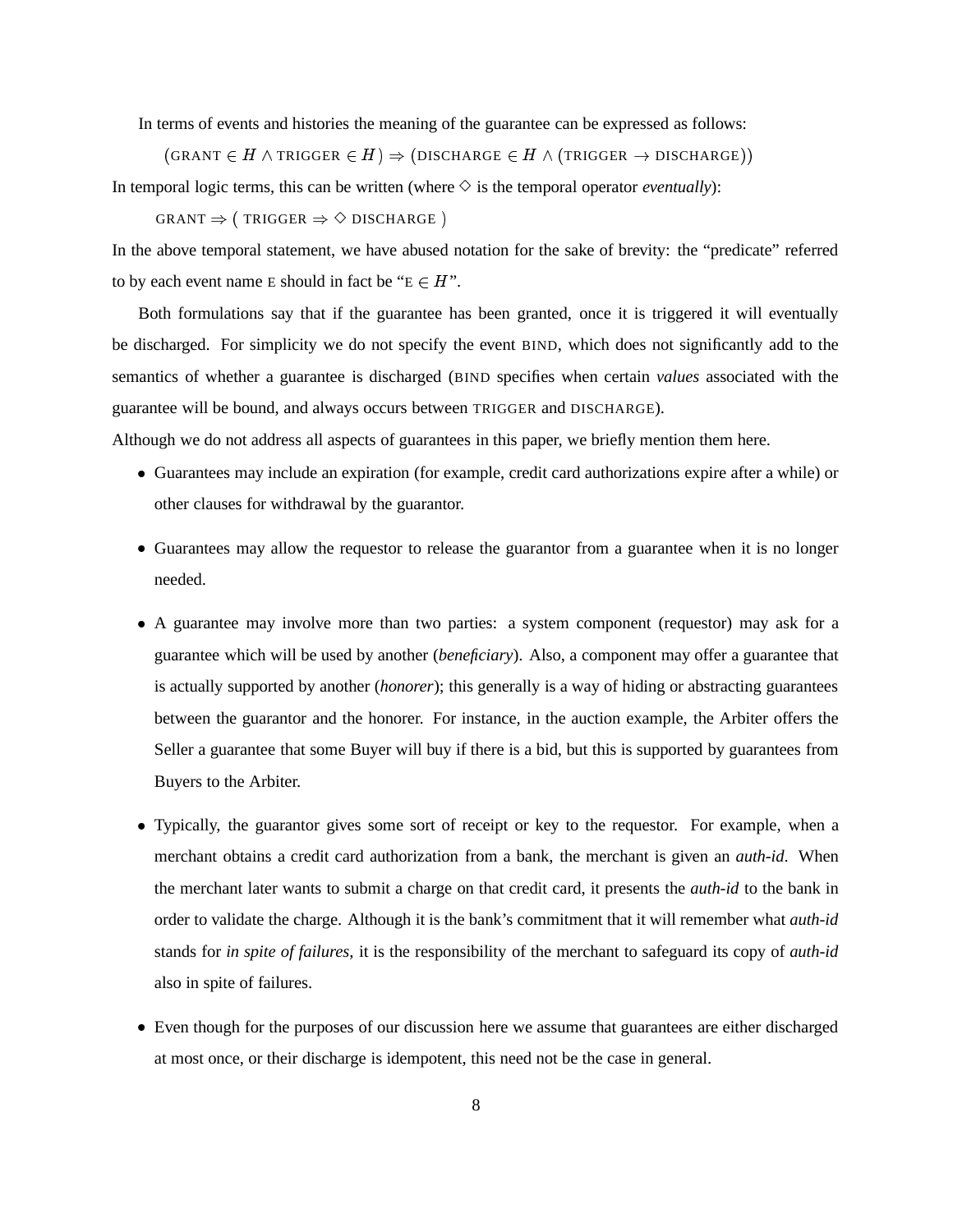In terms of events and histories the meaning of the guarantee can be expressed as follows:

$$(\text{GRANT} \in H \wedge \text{TRIGGER} \in H) \Rightarrow (\text{DISCHARGE} \in H \wedge (\text{TRIGGER} \rightarrow \text{DISCHARGE}))$$

In temporal logic terms, this can be written (where $\diamond$ is the temporal operator *eventually*):

$$\text{GRANT} \Rightarrow (\ \text{TRIGGER} \Rightarrow \diamond\ \text{DISCHARGE}\ )$$

In the above temporal statement, we have abused notation for the sake of brevity: the "predicate" referred to by each event name E should in fact be "$\text{E} \in H$".

Both formulations say that if the guarantee has been granted, once it is triggered it will eventually be discharged. For simplicity we do not specify the event BIND, which does not significantly add to the semantics of whether a guarantee is discharged (BIND specifies when certain *values* associated with the guarantee will be bound, and always occurs between TRIGGER and DISCHARGE).

Although we do not address all aspects of guarantees in this paper, we briefly mention them here.

- Guarantees may include an expiration (for example, credit card authorizations expire after a while) or other clauses for withdrawal by the guarantor.
- Guarantees may allow the requestor to release the guarantor from a guarantee when it is no longer needed.
- A guarantee may involve more than two parties: a system component (requestor) may ask for a guarantee which will be used by another (*beneficiary*). Also, a component may offer a guarantee that is actually supported by another (*honorer*); this generally is a way of hiding or abstracting guarantees between the guarantor and the honorer. For instance, in the auction example, the Arbiter offers the Seller a guarantee that some Buyer will buy if there is a bid, but this is supported by guarantees from Buyers to the Arbiter.
- Typically, the guarantor gives some sort of receipt or key to the requestor. For example, when a merchant obtains a credit card authorization from a bank, the merchant is given an *auth-id*. When the merchant later wants to submit a charge on that credit card, it presents the *auth-id* to the bank in order to validate the charge. Although it is the bank's commitment that it will remember what *auth-id* stands for *in spite of failures*, it is the responsibility of the merchant to safeguard its copy of *auth-id* also in spite of failures.
- Even though for the purposes of our discussion here we assume that guarantees are either discharged at most once, or their discharge is idempotent, this need not be the case in general.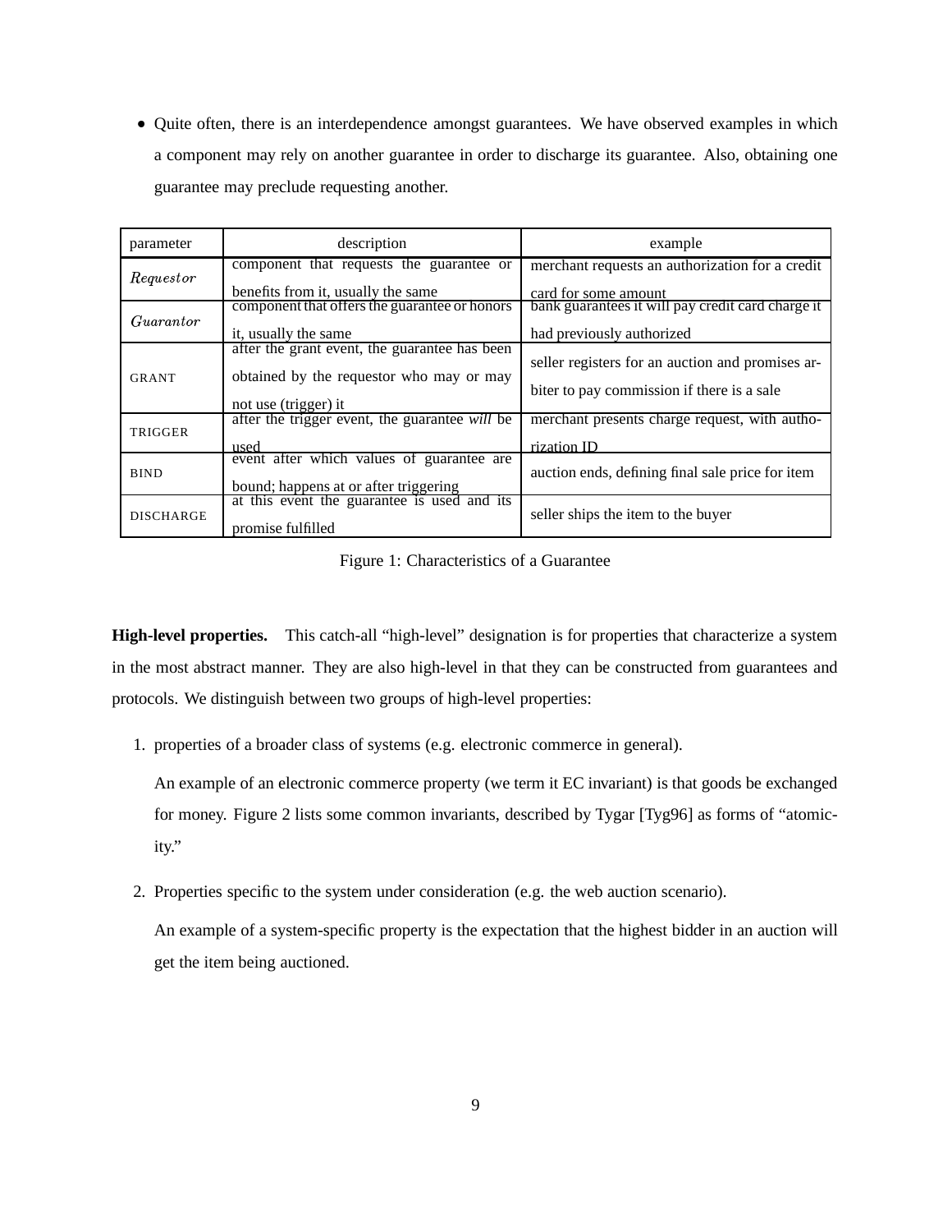- Quite often, there is an interdependence amongst guarantees. We have observed examples in which a component may rely on another guarantee in order to discharge its guarantee. Also, obtaining one guarantee may preclude requesting another.

| parameter | description | example |
|---|---|---|
| *Requestor* | component that requests the guarantee or benefits from it, usually the same | merchant requests an authorization for a credit card for some amount |
| *Guarantor* | component that offers the guarantee or honors it, usually the same | bank guarantees it will pay credit card charge it had previously authorized |
| GRANT | after the grant event, the guarantee has been obtained by the requestor who may or may not use (trigger) it | seller registers for an auction and promises arbiter to pay commission if there is a sale |
| TRIGGER | after the trigger event, the guarantee *will* be used | merchant presents charge request, with authorization ID |
| BIND | event after which values of guarantee are bound; happens at or after triggering | auction ends, defining final sale price for item |
| DISCHARGE | at this event the guarantee is used and its promise fulfilled | seller ships the item to the buyer |

Figure 1: Characteristics of a Guarantee

**High-level properties.** This catch-all "high-level" designation is for properties that characterize a system in the most abstract manner. They are also high-level in that they can be constructed from guarantees and protocols. We distinguish between two groups of high-level properties:

1. properties of a broader class of systems (e.g. electronic commerce in general).

   An example of an electronic commerce property (we term it EC invariant) is that goods be exchanged for money. Figure 2 lists some common invariants, described by Tygar [Tyg96] as forms of "atomicity."

2. Properties specific to the system under consideration (e.g. the web auction scenario).

   An example of a system-specific property is the expectation that the highest bidder in an auction will get the item being auctioned.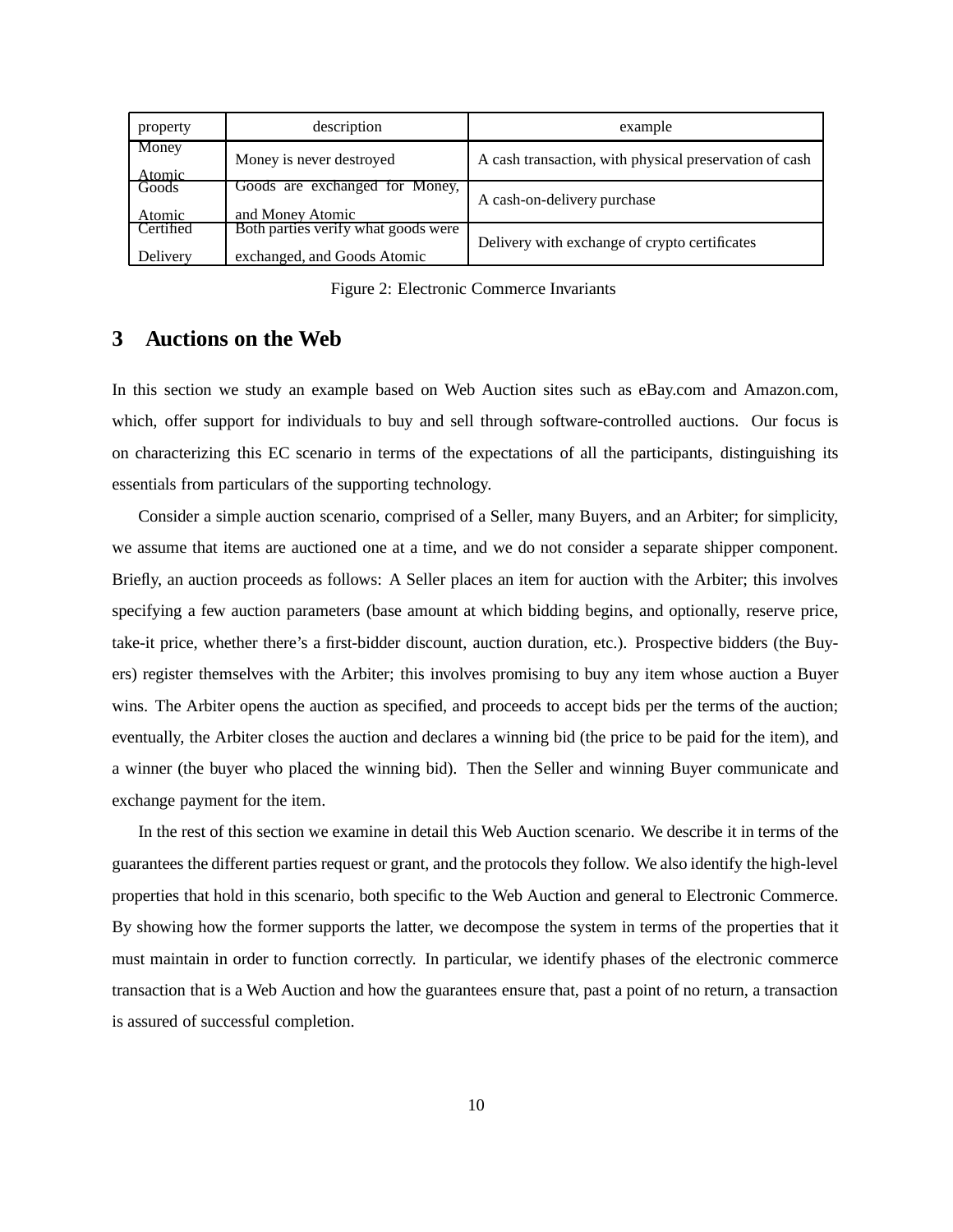| property | description | example |
|---|---|---|
| Money Atomic | Money is never destroyed | A cash transaction, with physical preservation of cash |
| Goods Atomic | Goods are exchanged for Money, and Money Atomic | A cash-on-delivery purchase |
| Certified Delivery | Both parties verify what goods were exchanged, and Goods Atomic | Delivery with exchange of crypto certificates |

Figure 2: Electronic Commerce Invariants

## 3 Auctions on the Web

In this section we study an example based on Web Auction sites such as eBay.com and Amazon.com, which, offer support for individuals to buy and sell through software-controlled auctions. Our focus is on characterizing this EC scenario in terms of the expectations of all the participants, distinguishing its essentials from particulars of the supporting technology.

Consider a simple auction scenario, comprised of a Seller, many Buyers, and an Arbiter; for simplicity, we assume that items are auctioned one at a time, and we do not consider a separate shipper component. Briefly, an auction proceeds as follows: A Seller places an item for auction with the Arbiter; this involves specifying a few auction parameters (base amount at which bidding begins, and optionally, reserve price, take-it price, whether there's a first-bidder discount, auction duration, etc.). Prospective bidders (the Buyers) register themselves with the Arbiter; this involves promising to buy any item whose auction a Buyer wins. The Arbiter opens the auction as specified, and proceeds to accept bids per the terms of the auction; eventually, the Arbiter closes the auction and declares a winning bid (the price to be paid for the item), and a winner (the buyer who placed the winning bid). Then the Seller and winning Buyer communicate and exchange payment for the item.

In the rest of this section we examine in detail this Web Auction scenario. We describe it in terms of the guarantees the different parties request or grant, and the protocols they follow. We also identify the high-level properties that hold in this scenario, both specific to the Web Auction and general to Electronic Commerce. By showing how the former supports the latter, we decompose the system in terms of the properties that it must maintain in order to function correctly. In particular, we identify phases of the electronic commerce transaction that is a Web Auction and how the guarantees ensure that, past a point of no return, a transaction is assured of successful completion.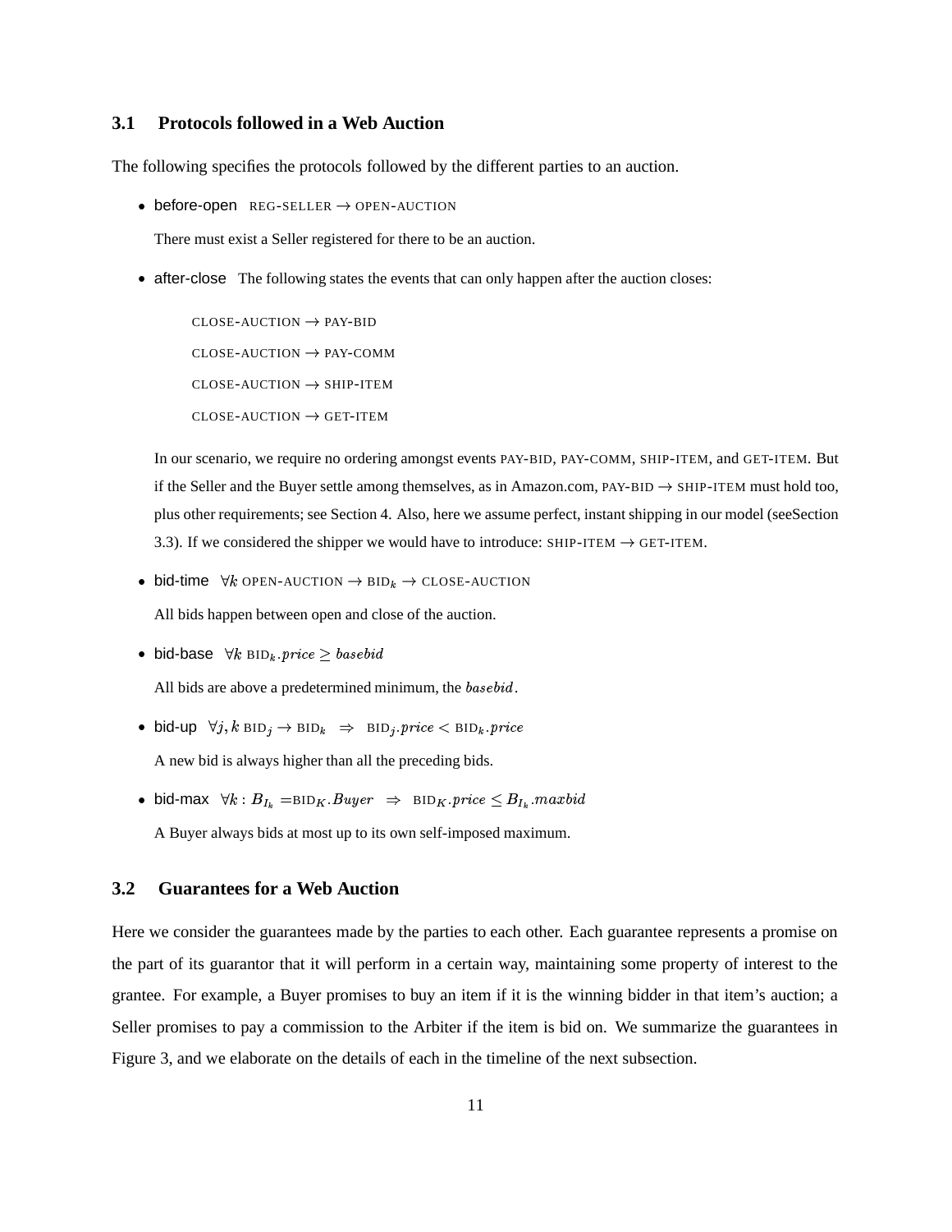### 3.1 Protocols followed in a Web Auction

The following specifies the protocols followed by the different parties to an auction.

- before-open   REG-SELLER $\rightarrow$ OPEN-AUCTION

  There must exist a Seller registered for there to be an auction.

- after-close   The following states the events that can only happen after the auction closes:

  CLOSE-AUCTION $\rightarrow$ PAY-BID

  CLOSE-AUCTION $\rightarrow$ PAY-COMM

  CLOSE-AUCTION $\rightarrow$ SHIP-ITEM

  CLOSE-AUCTION $\rightarrow$ GET-ITEM

  In our scenario, we require no ordering amongst events PAY-BID, PAY-COMM, SHIP-ITEM, and GET-ITEM. But if the Seller and the Buyer settle among themselves, as in Amazon.com, PAY-BID $\rightarrow$ SHIP-ITEM must hold too, plus other requirements; see Section 4. Also, here we assume perfect, instant shipping in our model (seeSection 3.3). If we considered the shipper we would have to introduce: SHIP-ITEM $\rightarrow$ GET-ITEM.

- bid-time   $\forall k$ OPEN-AUCTION $\rightarrow$ $\text{BID}_k$ $\rightarrow$ CLOSE-AUCTION

  All bids happen between open and close of the auction.

- bid-base   $\forall k \; \text{BID}_k.price \geq basebid$

  All bids are above a predetermined minimum, the $basebid$.

- bid-up   $\forall j, k \; \text{BID}_j \rightarrow \text{BID}_k \;\; \Rightarrow \;\; \text{BID}_j.price < \text{BID}_k.price$

  A new bid is always higher than all the preceding bids.

- bid-max   $\forall k : B_{I_k} = \text{BID}_K.Buyer \;\; \Rightarrow \;\; \text{BID}_K.price \leq B_{I_k}.maxbid$

  A Buyer always bids at most up to its own self-imposed maximum.

### 3.2 Guarantees for a Web Auction

Here we consider the guarantees made by the parties to each other. Each guarantee represents a promise on the part of its guarantor that it will perform in a certain way, maintaining some property of interest to the grantee. For example, a Buyer promises to buy an item if it is the winning bidder in that item's auction; a Seller promises to pay a commission to the Arbiter if the item is bid on. We summarize the guarantees in Figure 3, and we elaborate on the details of each in the timeline of the next subsection.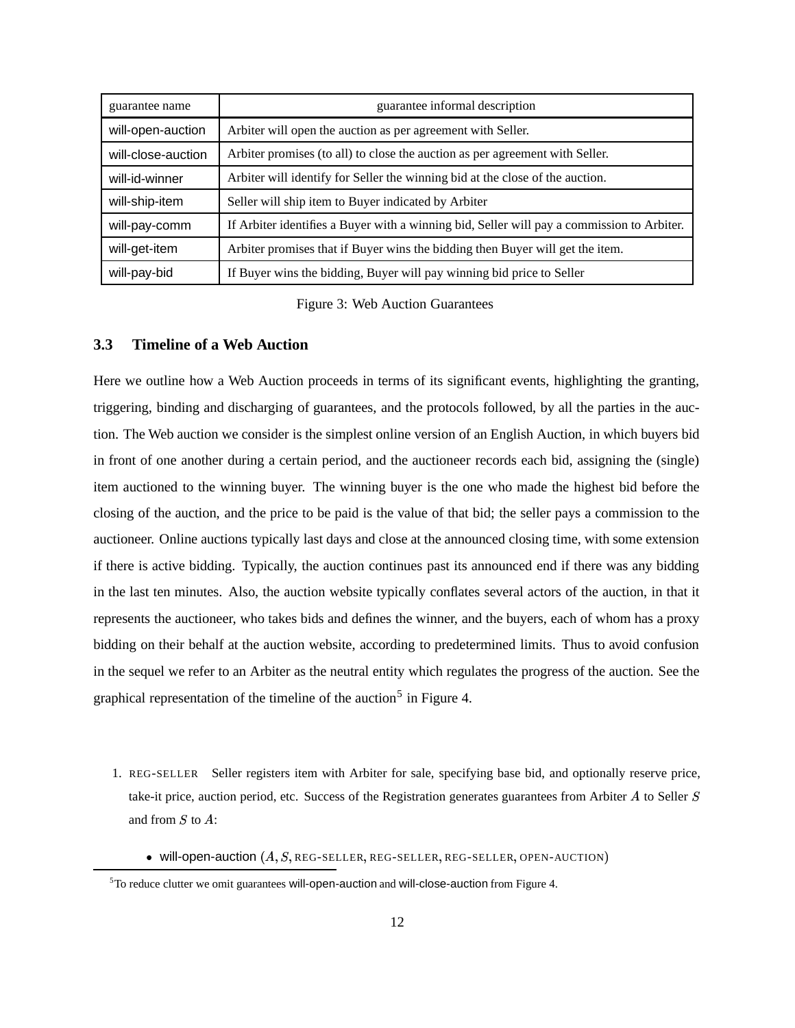| guarantee name | guarantee informal description |
|---|---|
| will-open-auction | Arbiter will open the auction as per agreement with Seller. |
| will-close-auction | Arbiter promises (to all) to close the auction as per agreement with Seller. |
| will-id-winner | Arbiter will identify for Seller the winning bid at the close of the auction. |
| will-ship-item | Seller will ship item to Buyer indicated by Arbiter |
| will-pay-comm | If Arbiter identifies a Buyer with a winning bid, Seller will pay a commission to Arbiter. |
| will-get-item | Arbiter promises that if Buyer wins the bidding then Buyer will get the item. |
| will-pay-bid | If Buyer wins the bidding, Buyer will pay winning bid price to Seller |

Figure 3: Web Auction Guarantees

### 3.3 Timeline of a Web Auction

Here we outline how a Web Auction proceeds in terms of its significant events, highlighting the granting, triggering, binding and discharging of guarantees, and the protocols followed, by all the parties in the auction. The Web auction we consider is the simplest online version of an English Auction, in which buyers bid in front of one another during a certain period, and the auctioneer records each bid, assigning the (single) item auctioned to the winning buyer. The winning buyer is the one who made the highest bid before the closing of the auction, and the price to be paid is the value of that bid; the seller pays a commission to the auctioneer. Online auctions typically last days and close at the announced closing time, with some extension if there is active bidding. Typically, the auction continues past its announced end if there was any bidding in the last ten minutes. Also, the auction website typically conflates several actors of the auction, in that it represents the auctioneer, who takes bids and defines the winner, and the buyers, each of whom has a proxy bidding on their behalf at the auction website, according to predetermined limits. Thus to avoid confusion in the sequel we refer to an Arbiter as the neutral entity which regulates the progress of the auction. See the graphical representation of the timeline of the auction[5] in Figure 4.

1. REG-SELLER Seller registers item with Arbiter for sale, specifying base bid, and optionally reserve price, take-it price, auction period, etc. Success of the Registration generates guarantees from Arbiter $A$ to Seller $S$ and from $S$ to $A$:
   - will-open-auction ($A, S$, REG-SELLER, REG-SELLER, REG-SELLER, OPEN-AUCTION)

[5] To reduce clutter we omit guarantees will-open-auction and will-close-auction from Figure 4.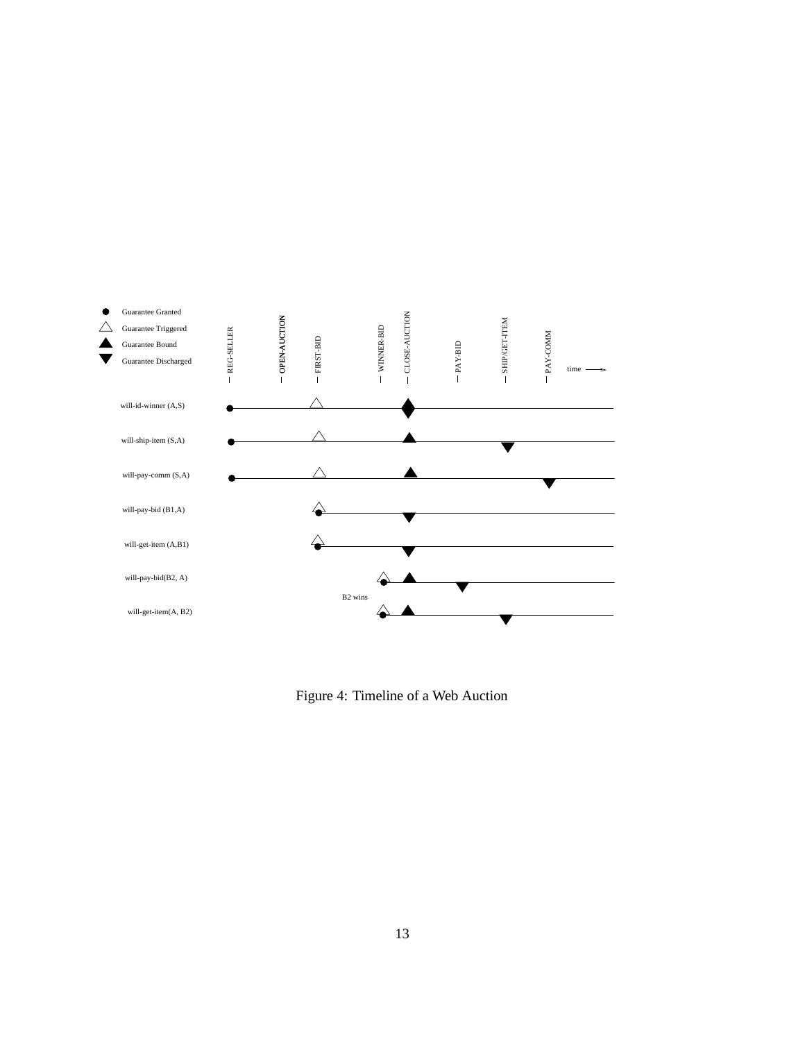Figure 4: Timeline of a Web Auction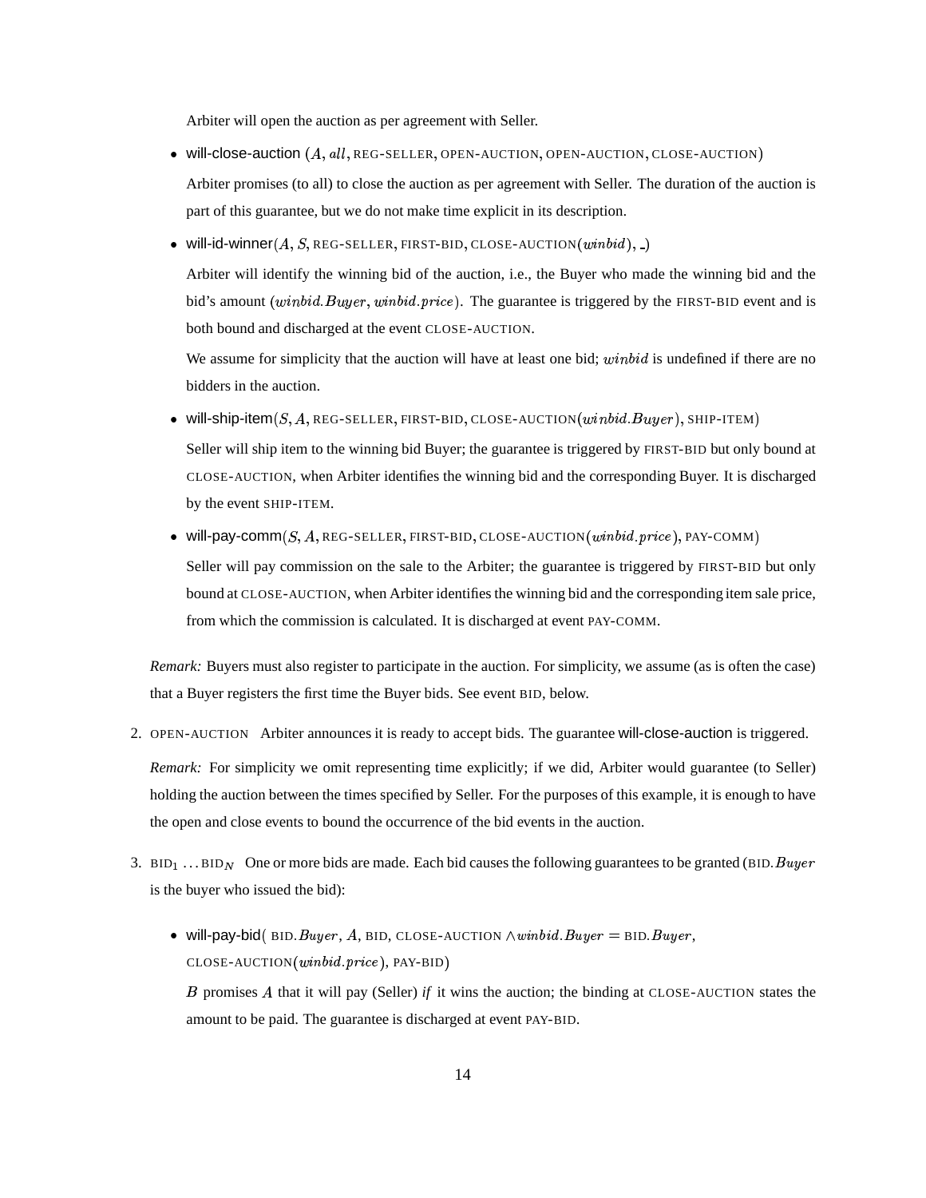Arbiter will open the auction as per agreement with Seller.

- will-close-auction $(A, all,$ REG-SELLER, OPEN-AUCTION, OPEN-AUCTION, CLOSE-AUCTION$)$

  Arbiter promises (to all) to close the auction as per agreement with Seller. The duration of the auction is part of this guarantee, but we do not make time explicit in its description.

- will-id-winner$(A, S,$ REG-SELLER, FIRST-BID, CLOSE-AUCTION$(winbid)$, _$)$

  Arbiter will identify the winning bid of the auction, i.e., the Buyer who made the winning bid and the bid's amount $(winbid.Buyer, winbid.price)$. The guarantee is triggered by the FIRST-BID event and is both bound and discharged at the event CLOSE-AUCTION.

  We assume for simplicity that the auction will have at least one bid; $winbid$ is undefined if there are no bidders in the auction.

- will-ship-item$(S, A,$ REG-SELLER, FIRST-BID, CLOSE-AUCTION$(winbid.Buyer)$, SHIP-ITEM$)$

  Seller will ship item to the winning bid Buyer; the guarantee is triggered by FIRST-BID but only bound at CLOSE-AUCTION, when Arbiter identifies the winning bid and the corresponding Buyer. It is discharged by the event SHIP-ITEM.

- will-pay-comm$(S, A,$ REG-SELLER, FIRST-BID, CLOSE-AUCTION$(winbid.price)$, PAY-COMM$)$

  Seller will pay commission on the sale to the Arbiter; the guarantee is triggered by FIRST-BID but only bound at CLOSE-AUCTION, when Arbiter identifies the winning bid and the corresponding item sale price, from which the commission is calculated. It is discharged at event PAY-COMM.

*Remark:* Buyers must also register to participate in the auction. For simplicity, we assume (as is often the case) that a Buyer registers the first time the Buyer bids. See event BID, below.

2. OPEN-AUCTION Arbiter announces it is ready to accept bids. The guarantee will-close-auction is triggered.

   *Remark:* For simplicity we omit representing time explicitly; if we did, Arbiter would guarantee (to Seller) holding the auction between the times specified by Seller. For the purposes of this example, it is enough to have the open and close events to bound the occurrence of the bid events in the auction.

3. BID$_1$ ... BID$_N$ One or more bids are made. Each bid causes the following guarantees to be granted (BID.$Buyer$ is the buyer who issued the bid):

   - will-pay-bid( BID.$Buyer$, $A$, BID, CLOSE-AUCTION $\wedge winbid.Buyer =$ BID.$Buyer$, CLOSE-AUCTION$(winbid.price)$, PAY-BID$)$

     $B$ promises $A$ that it will pay (Seller) *if* it wins the auction; the binding at CLOSE-AUCTION states the amount to be paid. The guarantee is discharged at event PAY-BID.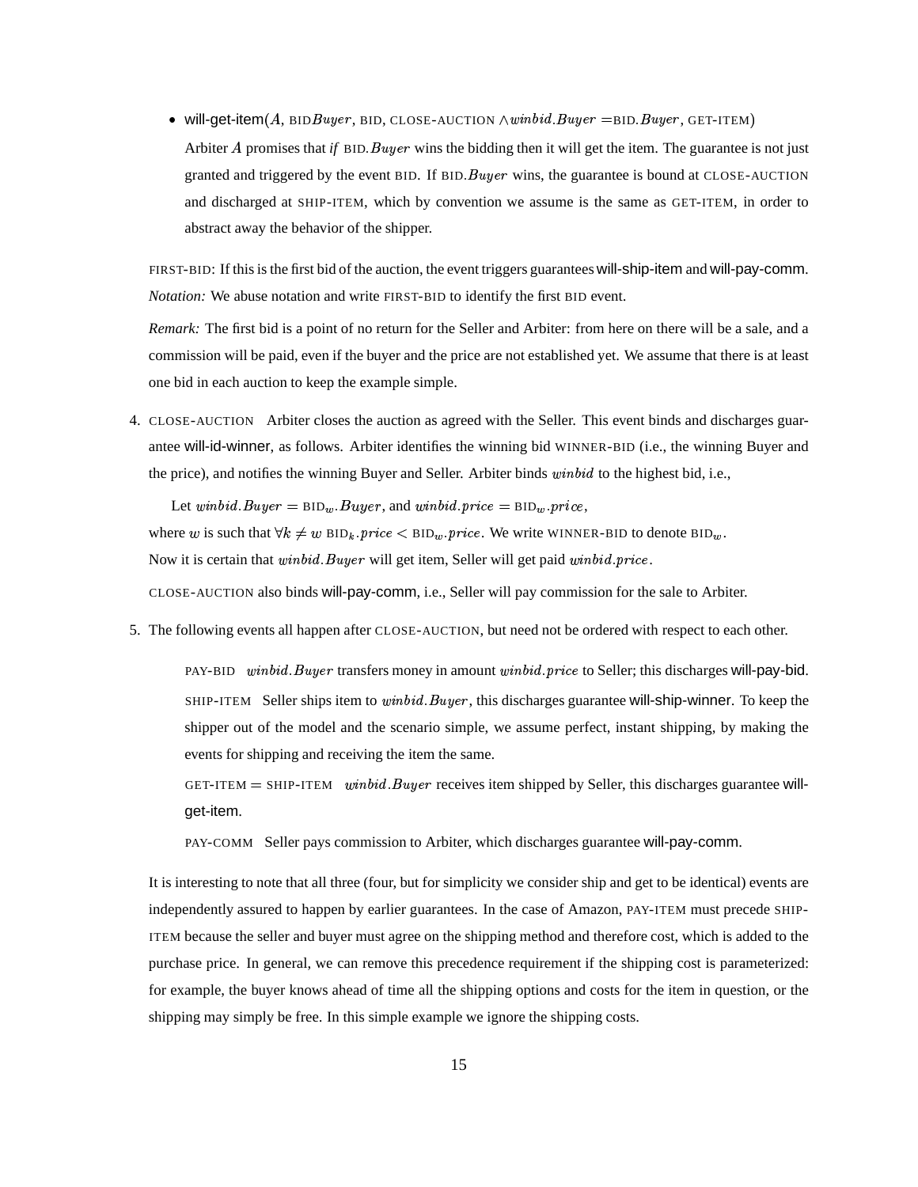- will-get-item($A$, BID$Buyer$, BID, CLOSE-AUCTION $\wedge winbid.Buyer =$BID.$Buyer$, GET-ITEM)

  Arbiter $A$ promises that *if* BID.$Buyer$ wins the bidding then it will get the item. The guarantee is not just granted and triggered by the event BID. If BID.$Buyer$ wins, the guarantee is bound at CLOSE-AUCTION and discharged at SHIP-ITEM, which by convention we assume is the same as GET-ITEM, in order to abstract away the behavior of the shipper.

FIRST-BID: If this is the first bid of the auction, the event triggers guarantees will-ship-item and will-pay-comm. *Notation:* We abuse notation and write FIRST-BID to identify the first BID event.

*Remark:* The first bid is a point of no return for the Seller and Arbiter: from here on there will be a sale, and a commission will be paid, even if the buyer and the price are not established yet. We assume that there is at least one bid in each auction to keep the example simple.

4. CLOSE-AUCTION Arbiter closes the auction as agreed with the Seller. This event binds and discharges guarantee will-id-winner, as follows. Arbiter identifies the winning bid WINNER-BID (i.e., the winning Buyer and the price), and notifies the winning Buyer and Seller. Arbiter binds $winbid$ to the highest bid, i.e.,

   Let $winbid.Buyer = \text{BID}_w.Buyer$, and $winbid.price = \text{BID}_w.price$,

   where $w$ is such that $\forall k \neq w$ $\text{BID}_k.price < \text{BID}_w.price$. We write WINNER-BID to denote $\text{BID}_w$.

   Now it is certain that $winbid.Buyer$ will get item, Seller will get paid $winbid.price$.

   CLOSE-AUCTION also binds will-pay-comm, i.e., Seller will pay commission for the sale to Arbiter.

5. The following events all happen after CLOSE-AUCTION, but need not be ordered with respect to each other.

   PAY-BID $winbid.Buyer$ transfers money in amount $winbid.price$ to Seller; this discharges will-pay-bid.

   SHIP-ITEM Seller ships item to $winbid.Buyer$, this discharges guarantee will-ship-winner. To keep the shipper out of the model and the scenario simple, we assume perfect, instant shipping, by making the events for shipping and receiving the item the same.

   GET-ITEM = SHIP-ITEM $winbid.Buyer$ receives item shipped by Seller, this discharges guarantee will-get-item.

   PAY-COMM Seller pays commission to Arbiter, which discharges guarantee will-pay-comm.

   It is interesting to note that all three (four, but for simplicity we consider ship and get to be identical) events are independently assured to happen by earlier guarantees. In the case of Amazon, PAY-ITEM must precede SHIP-ITEM because the seller and buyer must agree on the shipping method and therefore cost, which is added to the purchase price. In general, we can remove this precedence requirement if the shipping cost is parameterized: for example, the buyer knows ahead of time all the shipping options and costs for the item in question, or the shipping may simply be free. In this simple example we ignore the shipping costs.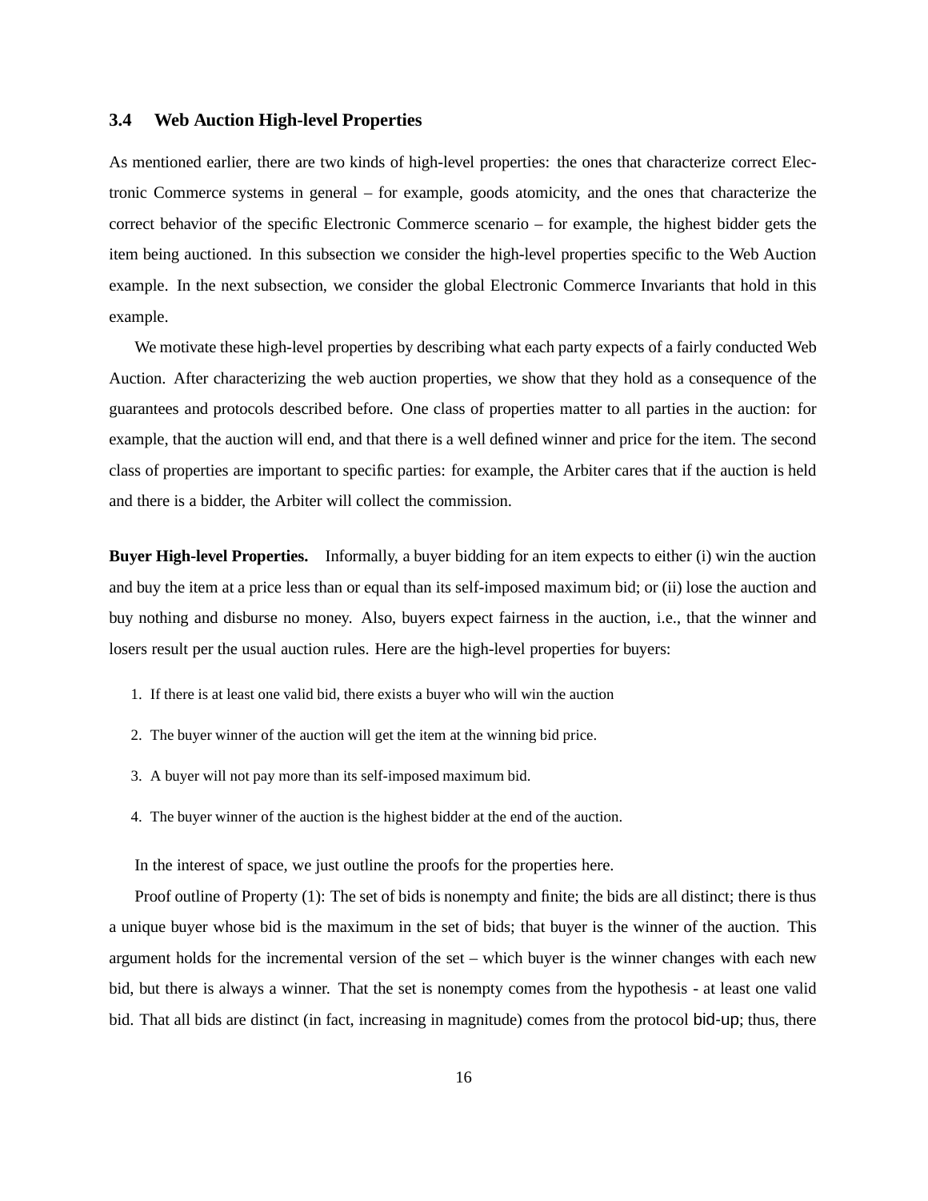### 3.4 Web Auction High-level Properties

As mentioned earlier, there are two kinds of high-level properties: the ones that characterize correct Electronic Commerce systems in general – for example, goods atomicity, and the ones that characterize the correct behavior of the specific Electronic Commerce scenario – for example, the highest bidder gets the item being auctioned. In this subsection we consider the high-level properties specific to the Web Auction example. In the next subsection, we consider the global Electronic Commerce Invariants that hold in this example.

We motivate these high-level properties by describing what each party expects of a fairly conducted Web Auction. After characterizing the web auction properties, we show that they hold as a consequence of the guarantees and protocols described before. One class of properties matter to all parties in the auction: for example, that the auction will end, and that there is a well defined winner and price for the item. The second class of properties are important to specific parties: for example, the Arbiter cares that if the auction is held and there is a bidder, the Arbiter will collect the commission.

**Buyer High-level Properties.** Informally, a buyer bidding for an item expects to either (i) win the auction and buy the item at a price less than or equal than its self-imposed maximum bid; or (ii) lose the auction and buy nothing and disburse no money. Also, buyers expect fairness in the auction, i.e., that the winner and losers result per the usual auction rules. Here are the high-level properties for buyers:

1. If there is at least one valid bid, there exists a buyer who will win the auction
2. The buyer winner of the auction will get the item at the winning bid price.
3. A buyer will not pay more than its self-imposed maximum bid.
4. The buyer winner of the auction is the highest bidder at the end of the auction.

In the interest of space, we just outline the proofs for the properties here.

Proof outline of Property (1): The set of bids is nonempty and finite; the bids are all distinct; there is thus a unique buyer whose bid is the maximum in the set of bids; that buyer is the winner of the auction. This argument holds for the incremental version of the set – which buyer is the winner changes with each new bid, but there is always a winner. That the set is nonempty comes from the hypothesis - at least one valid bid. That all bids are distinct (in fact, increasing in magnitude) comes from the protocol bid-up; thus, there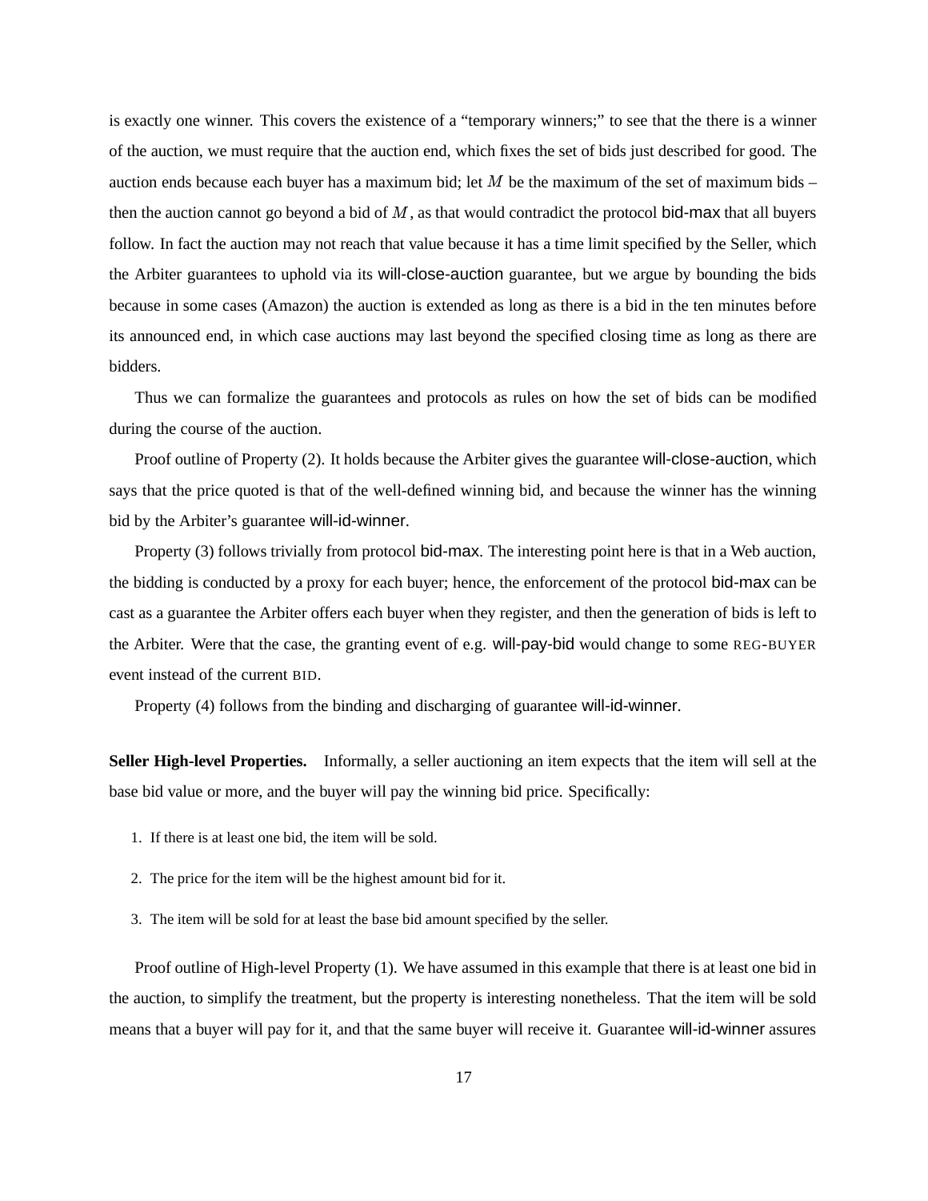is exactly one winner. This covers the existence of a "temporary winners;" to see that the there is a winner of the auction, we must require that the auction end, which fixes the set of bids just described for good. The auction ends because each buyer has a maximum bid; let $M$ be the maximum of the set of maximum bids – then the auction cannot go beyond a bid of $M$, as that would contradict the protocol bid-max that all buyers follow. In fact the auction may not reach that value because it has a time limit specified by the Seller, which the Arbiter guarantees to uphold via its will-close-auction guarantee, but we argue by bounding the bids because in some cases (Amazon) the auction is extended as long as there is a bid in the ten minutes before its announced end, in which case auctions may last beyond the specified closing time as long as there are bidders.

Thus we can formalize the guarantees and protocols as rules on how the set of bids can be modified during the course of the auction.

Proof outline of Property (2). It holds because the Arbiter gives the guarantee will-close-auction, which says that the price quoted is that of the well-defined winning bid, and because the winner has the winning bid by the Arbiter's guarantee will-id-winner.

Property (3) follows trivially from protocol bid-max. The interesting point here is that in a Web auction, the bidding is conducted by a proxy for each buyer; hence, the enforcement of the protocol bid-max can be cast as a guarantee the Arbiter offers each buyer when they register, and then the generation of bids is left to the Arbiter. Were that the case, the granting event of e.g. will-pay-bid would change to some REG-BUYER event instead of the current BID.

Property (4) follows from the binding and discharging of guarantee will-id-winner.

**Seller High-level Properties.** Informally, a seller auctioning an item expects that the item will sell at the base bid value or more, and the buyer will pay the winning bid price. Specifically:

1. If there is at least one bid, the item will be sold.
2. The price for the item will be the highest amount bid for it.
3. The item will be sold for at least the base bid amount specified by the seller.

Proof outline of High-level Property (1). We have assumed in this example that there is at least one bid in the auction, to simplify the treatment, but the property is interesting nonetheless. That the item will be sold means that a buyer will pay for it, and that the same buyer will receive it. Guarantee will-id-winner assures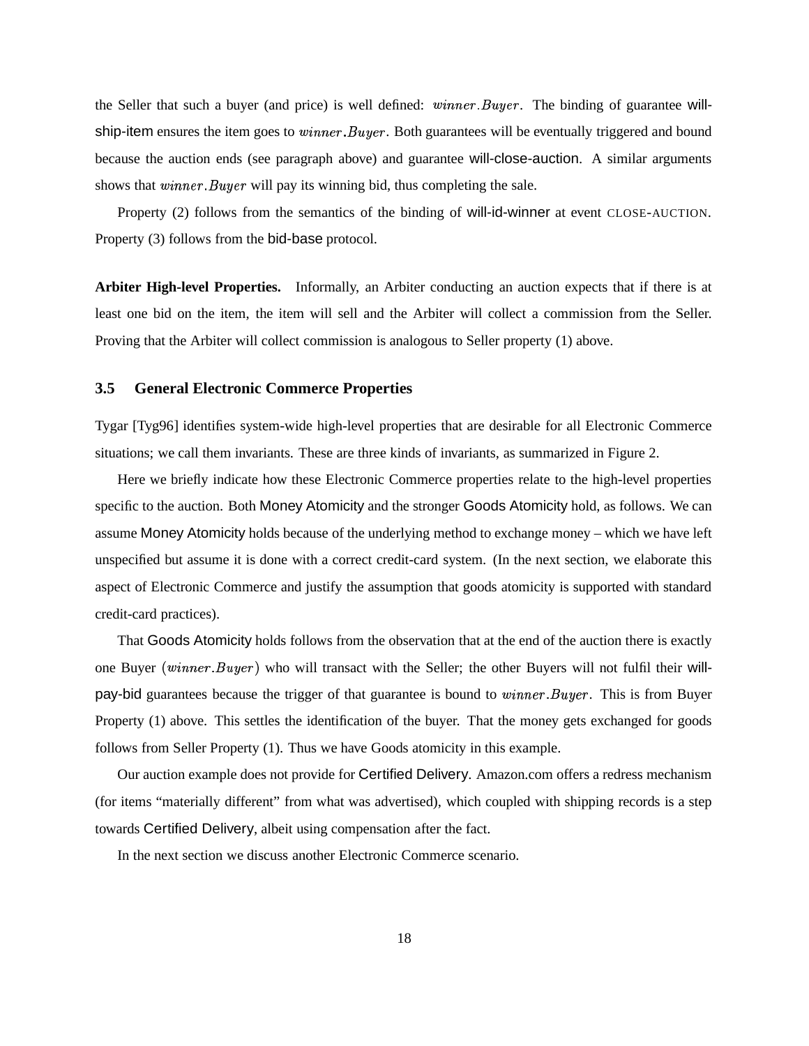the Seller that such a buyer (and price) is well defined: $winner.Buyer$. The binding of guarantee will-ship-item ensures the item goes to $winner.Buyer$. Both guarantees will be eventually triggered and bound because the auction ends (see paragraph above) and guarantee will-close-auction. A similar arguments shows that $winner.Buyer$ will pay its winning bid, thus completing the sale.

Property (2) follows from the semantics of the binding of will-id-winner at event CLOSE-AUCTION. Property (3) follows from the bid-base protocol.

**Arbiter High-level Properties.** Informally, an Arbiter conducting an auction expects that if there is at least one bid on the item, the item will sell and the Arbiter will collect a commission from the Seller. Proving that the Arbiter will collect commission is analogous to Seller property (1) above.

### 3.5 General Electronic Commerce Properties

Tygar [Tyg96] identifies system-wide high-level properties that are desirable for all Electronic Commerce situations; we call them invariants. These are three kinds of invariants, as summarized in Figure 2.

Here we briefly indicate how these Electronic Commerce properties relate to the high-level properties specific to the auction. Both Money Atomicity and the stronger Goods Atomicity hold, as follows. We can assume Money Atomicity holds because of the underlying method to exchange money – which we have left unspecified but assume it is done with a correct credit-card system. (In the next section, we elaborate this aspect of Electronic Commerce and justify the assumption that goods atomicity is supported with standard credit-card practices).

That Goods Atomicity holds follows from the observation that at the end of the auction there is exactly one Buyer $(winner.Buyer)$ who will transact with the Seller; the other Buyers will not fulfil their will-pay-bid guarantees because the trigger of that guarantee is bound to $winner.Buyer$. This is from Buyer Property (1) above. This settles the identification of the buyer. That the money gets exchanged for goods follows from Seller Property (1). Thus we have Goods atomicity in this example.

Our auction example does not provide for Certified Delivery. Amazon.com offers a redress mechanism (for items "materially different" from what was advertised), which coupled with shipping records is a step towards Certified Delivery, albeit using compensation after the fact.

In the next section we discuss another Electronic Commerce scenario.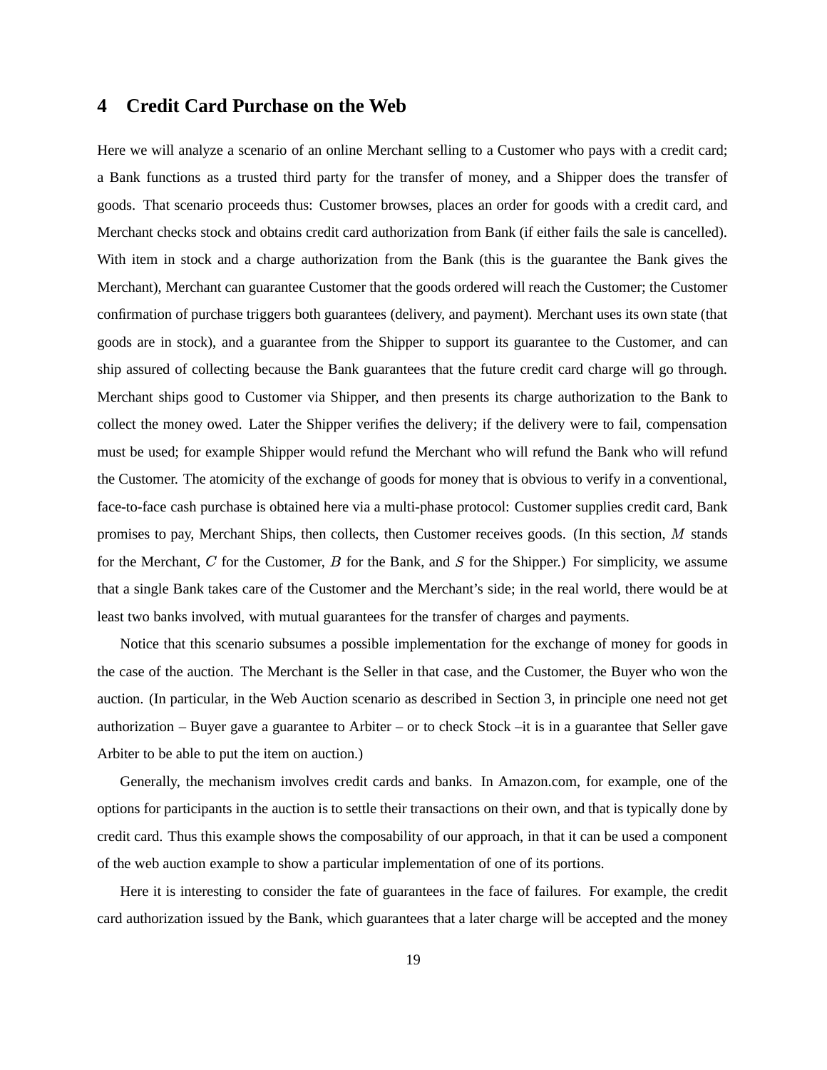## 4 Credit Card Purchase on the Web

Here we will analyze a scenario of an online Merchant selling to a Customer who pays with a credit card; a Bank functions as a trusted third party for the transfer of money, and a Shipper does the transfer of goods. That scenario proceeds thus: Customer browses, places an order for goods with a credit card, and Merchant checks stock and obtains credit card authorization from Bank (if either fails the sale is cancelled). With item in stock and a charge authorization from the Bank (this is the guarantee the Bank gives the Merchant), Merchant can guarantee Customer that the goods ordered will reach the Customer; the Customer confirmation of purchase triggers both guarantees (delivery, and payment). Merchant uses its own state (that goods are in stock), and a guarantee from the Shipper to support its guarantee to the Customer, and can ship assured of collecting because the Bank guarantees that the future credit card charge will go through. Merchant ships good to Customer via Shipper, and then presents its charge authorization to the Bank to collect the money owed. Later the Shipper verifies the delivery; if the delivery were to fail, compensation must be used; for example Shipper would refund the Merchant who will refund the Bank who will refund the Customer. The atomicity of the exchange of goods for money that is obvious to verify in a conventional, face-to-face cash purchase is obtained here via a multi-phase protocol: Customer supplies credit card, Bank promises to pay, Merchant Ships, then collects, then Customer receives goods. (In this section, $M$ stands for the Merchant, $C$ for the Customer, $B$ for the Bank, and $S$ for the Shipper.) For simplicity, we assume that a single Bank takes care of the Customer and the Merchant's side; in the real world, there would be at least two banks involved, with mutual guarantees for the transfer of charges and payments.

Notice that this scenario subsumes a possible implementation for the exchange of money for goods in the case of the auction. The Merchant is the Seller in that case, and the Customer, the Buyer who won the auction. (In particular, in the Web Auction scenario as described in Section 3, in principle one need not get authorization – Buyer gave a guarantee to Arbiter – or to check Stock –it is in a guarantee that Seller gave Arbiter to be able to put the item on auction.)

Generally, the mechanism involves credit cards and banks. In Amazon.com, for example, one of the options for participants in the auction is to settle their transactions on their own, and that is typically done by credit card. Thus this example shows the composability of our approach, in that it can be used a component of the web auction example to show a particular implementation of one of its portions.

Here it is interesting to consider the fate of guarantees in the face of failures. For example, the credit card authorization issued by the Bank, which guarantees that a later charge will be accepted and the money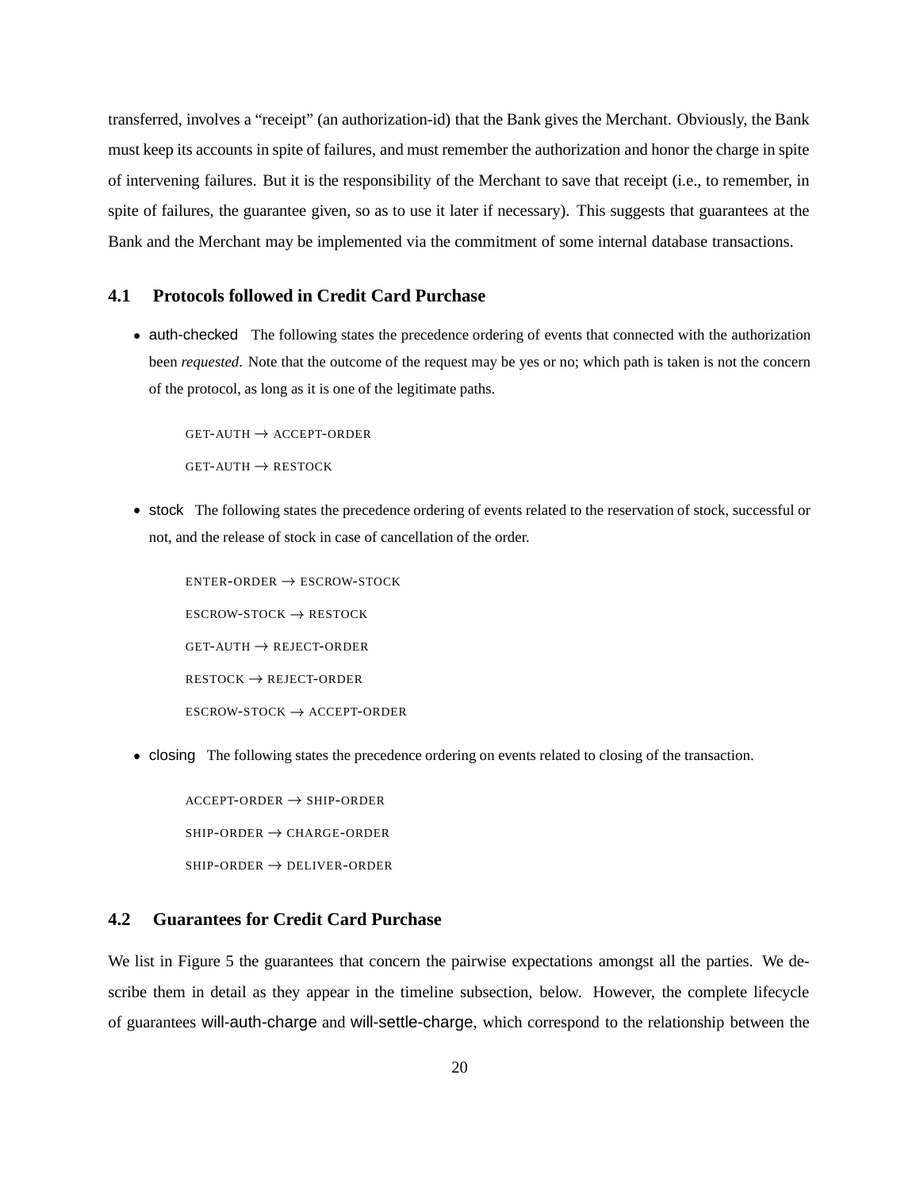transferred, involves a "receipt" (an authorization-id) that the Bank gives the Merchant. Obviously, the Bank must keep its accounts in spite of failures, and must remember the authorization and honor the charge in spite of intervening failures. But it is the responsibility of the Merchant to save that receipt (i.e., to remember, in spite of failures, the guarantee given, so as to use it later if necessary). This suggests that guarantees at the Bank and the Merchant may be implemented via the commitment of some internal database transactions.

### 4.1 Protocols followed in Credit Card Purchase

- auth-checked   The following states the precedence ordering of events that connected with the authorization been *requested*. Note that the outcome of the request may be yes or no; which path is taken is not the concern of the protocol, as long as it is one of the legitimate paths.

  GET-AUTH → ACCEPT-ORDER

  GET-AUTH → RESTOCK

- stock   The following states the precedence ordering of events related to the reservation of stock, successful or not, and the release of stock in case of cancellation of the order.

  ENTER-ORDER → ESCROW-STOCK

  ESCROW-STOCK → RESTOCK

  GET-AUTH → REJECT-ORDER

  RESTOCK → REJECT-ORDER

  ESCROW-STOCK → ACCEPT-ORDER

- closing   The following states the precedence ordering on events related to closing of the transaction.

  ACCEPT-ORDER → SHIP-ORDER

  SHIP-ORDER → CHARGE-ORDER

  SHIP-ORDER → DELIVER-ORDER

### 4.2 Guarantees for Credit Card Purchase

We list in Figure 5 the guarantees that concern the pairwise expectations amongst all the parties. We describe them in detail as they appear in the timeline subsection, below. However, the complete lifecycle of guarantees will-auth-charge and will-settle-charge, which correspond to the relationship between the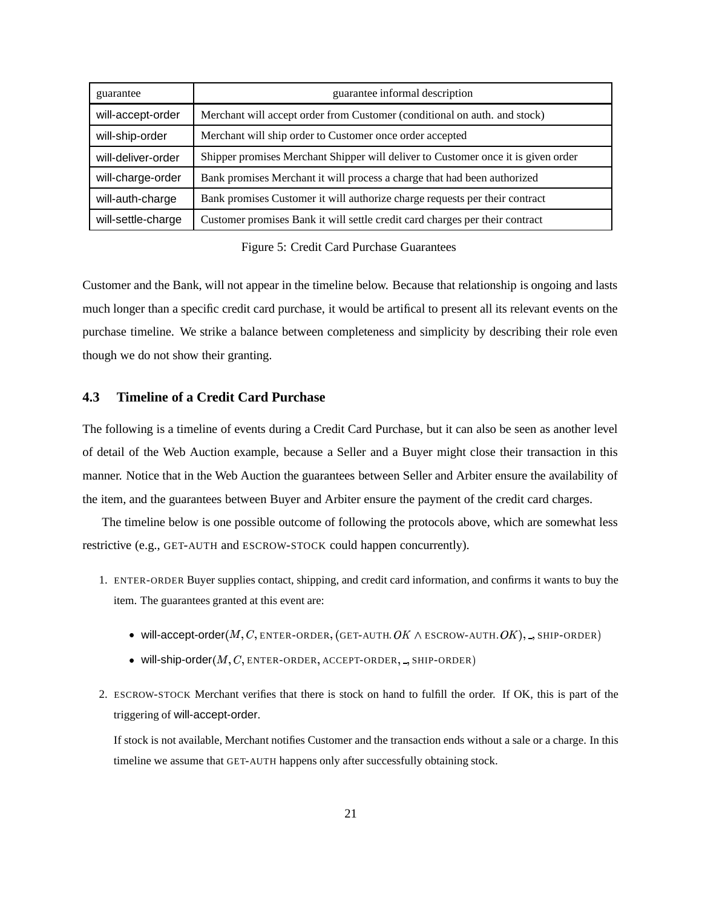| guarantee | guarantee informal description |
| --- | --- |
| will-accept-order | Merchant will accept order from Customer (conditional on auth. and stock) |
| will-ship-order | Merchant will ship order to Customer once order accepted |
| will-deliver-order | Shipper promises Merchant Shipper will deliver to Customer once it is given order |
| will-charge-order | Bank promises Merchant it will process a charge that had been authorized |
| will-auth-charge | Bank promises Customer it will authorize charge requests per their contract |
| will-settle-charge | Customer promises Bank it will settle credit card charges per their contract |

Figure 5: Credit Card Purchase Guarantees

Customer and the Bank, will not appear in the timeline below. Because that relationship is ongoing and lasts much longer than a specific credit card purchase, it would be artifical to present all its relevant events on the purchase timeline. We strike a balance between completeness and simplicity by describing their role even though we do not show their granting.

### 4.3 Timeline of a Credit Card Purchase

The following is a timeline of events during a Credit Card Purchase, but it can also be seen as another level of detail of the Web Auction example, because a Seller and a Buyer might close their transaction in this manner. Notice that in the Web Auction the guarantees between Seller and Arbiter ensure the availability of the item, and the guarantees between Buyer and Arbiter ensure the payment of the credit card charges.

The timeline below is one possible outcome of following the protocols above, which are somewhat less restrictive (e.g., GET-AUTH and ESCROW-STOCK could happen concurrently).

1. ENTER-ORDER Buyer supplies contact, shipping, and credit card information, and confirms it wants to buy the item. The guarantees granted at this event are:

   - will-accept-order($M, C$, ENTER-ORDER, (GET-AUTH.$OK \wedge$ ESCROW-AUTH.$OK$), _, SHIP-ORDER)
   - will-ship-order($M, C$, ENTER-ORDER, ACCEPT-ORDER, _, SHIP-ORDER)

2. ESCROW-STOCK Merchant verifies that there is stock on hand to fulfill the order. If OK, this is part of the triggering of will-accept-order.

   If stock is not available, Merchant notifies Customer and the transaction ends without a sale or a charge. In this timeline we assume that GET-AUTH happens only after successfully obtaining stock.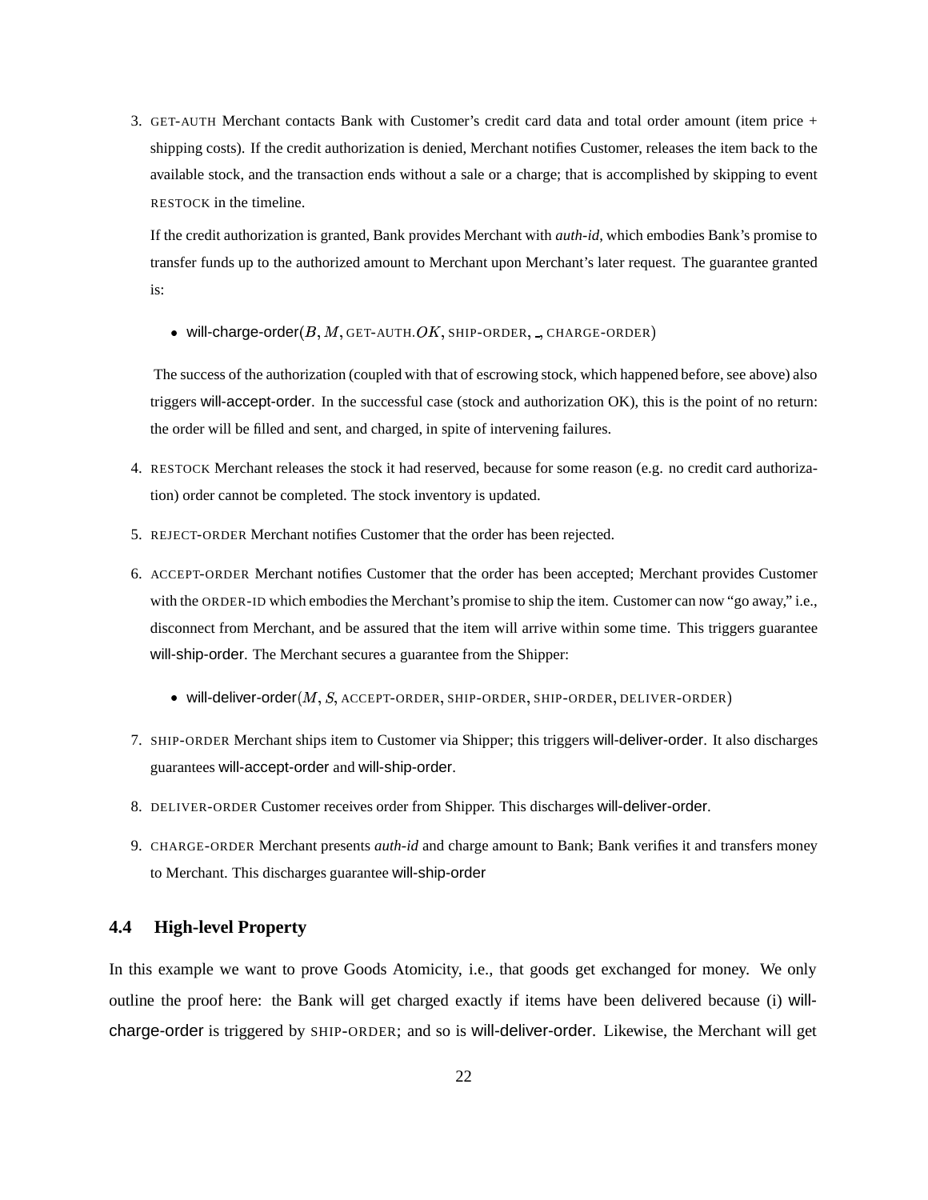3. GET-AUTH Merchant contacts Bank with Customer's credit card data and total order amount (item price + shipping costs). If the credit authorization is denied, Merchant notifies Customer, releases the item back to the available stock, and the transaction ends without a sale or a charge; that is accomplished by skipping to event RESTOCK in the timeline.

   If the credit authorization is granted, Bank provides Merchant with *auth-id*, which embodies Bank's promise to transfer funds up to the authorized amount to Merchant upon Merchant's later request. The guarantee granted is:

   - will-charge-order($B$, $M$, GET-AUTH.$OK$, SHIP-ORDER, _, CHARGE-ORDER)

   The success of the authorization (coupled with that of escrowing stock, which happened before, see above) also triggers will-accept-order. In the successful case (stock and authorization OK), this is the point of no return: the order will be filled and sent, and charged, in spite of intervening failures.

4. RESTOCK Merchant releases the stock it had reserved, because for some reason (e.g. no credit card authorization) order cannot be completed. The stock inventory is updated.

5. REJECT-ORDER Merchant notifies Customer that the order has been rejected.

6. ACCEPT-ORDER Merchant notifies Customer that the order has been accepted; Merchant provides Customer with the ORDER-ID which embodies the Merchant's promise to ship the item. Customer can now "go away," i.e., disconnect from Merchant, and be assured that the item will arrive within some time. This triggers guarantee will-ship-order. The Merchant secures a guarantee from the Shipper:

   - will-deliver-order($M$, $S$, ACCEPT-ORDER, SHIP-ORDER, SHIP-ORDER, DELIVER-ORDER)

7. SHIP-ORDER Merchant ships item to Customer via Shipper; this triggers will-deliver-order. It also discharges guarantees will-accept-order and will-ship-order.

8. DELIVER-ORDER Customer receives order from Shipper. This discharges will-deliver-order.

9. CHARGE-ORDER Merchant presents *auth-id* and charge amount to Bank; Bank verifies it and transfers money to Merchant. This discharges guarantee will-ship-order

### 4.4 High-level Property

In this example we want to prove Goods Atomicity, i.e., that goods get exchanged for money. We only outline the proof here: the Bank will get charged exactly if items have been delivered because (i) will-charge-order is triggered by SHIP-ORDER; and so is will-deliver-order. Likewise, the Merchant will get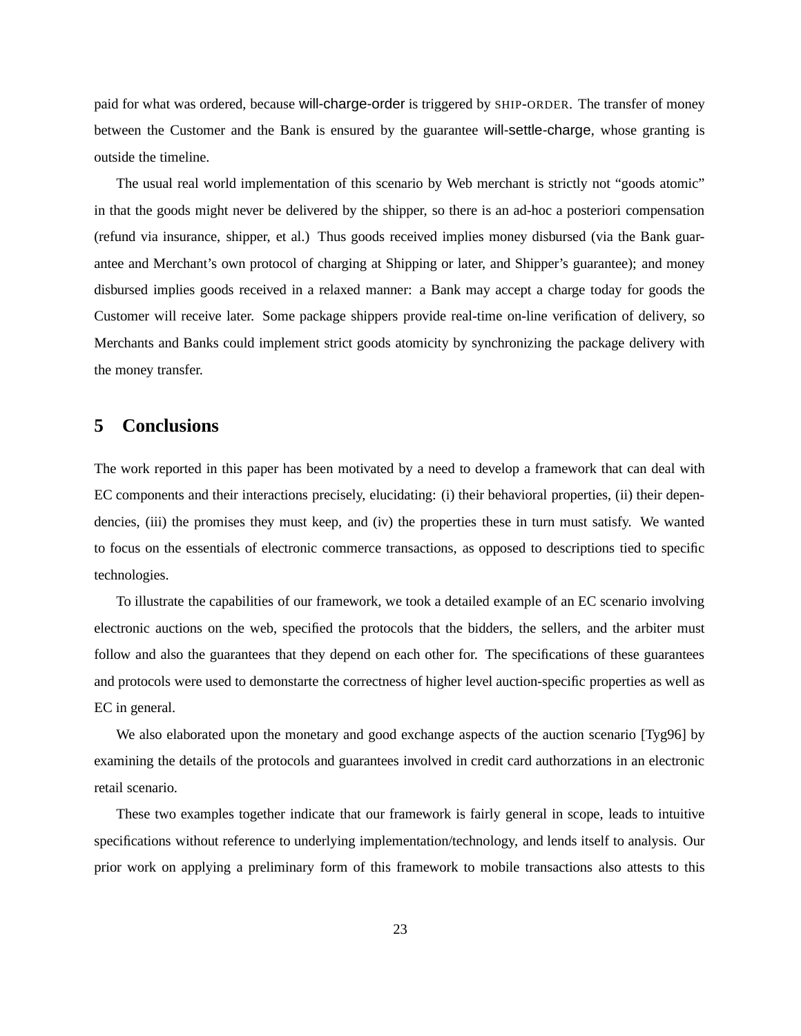paid for what was ordered, because will-charge-order is triggered by SHIP-ORDER. The transfer of money between the Customer and the Bank is ensured by the guarantee will-settle-charge, whose granting is outside the timeline.

The usual real world implementation of this scenario by Web merchant is strictly not "goods atomic" in that the goods might never be delivered by the shipper, so there is an ad-hoc a posteriori compensation (refund via insurance, shipper, et al.) Thus goods received implies money disbursed (via the Bank guarantee and Merchant's own protocol of charging at Shipping or later, and Shipper's guarantee); and money disbursed implies goods received in a relaxed manner: a Bank may accept a charge today for goods the Customer will receive later. Some package shippers provide real-time on-line verification of delivery, so Merchants and Banks could implement strict goods atomicity by synchronizing the package delivery with the money transfer.

## 5 Conclusions

The work reported in this paper has been motivated by a need to develop a framework that can deal with EC components and their interactions precisely, elucidating: (i) their behavioral properties, (ii) their dependencies, (iii) the promises they must keep, and (iv) the properties these in turn must satisfy. We wanted to focus on the essentials of electronic commerce transactions, as opposed to descriptions tied to specific technologies.

To illustrate the capabilities of our framework, we took a detailed example of an EC scenario involving electronic auctions on the web, specified the protocols that the bidders, the sellers, and the arbiter must follow and also the guarantees that they depend on each other for. The specifications of these guarantees and protocols were used to demonstarte the correctness of higher level auction-specific properties as well as EC in general.

We also elaborated upon the monetary and good exchange aspects of the auction scenario [Tyg96] by examining the details of the protocols and guarantees involved in credit card authorzations in an electronic retail scenario.

These two examples together indicate that our framework is fairly general in scope, leads to intuitive specifications without reference to underlying implementation/technology, and lends itself to analysis. Our prior work on applying a preliminary form of this framework to mobile transactions also attests to this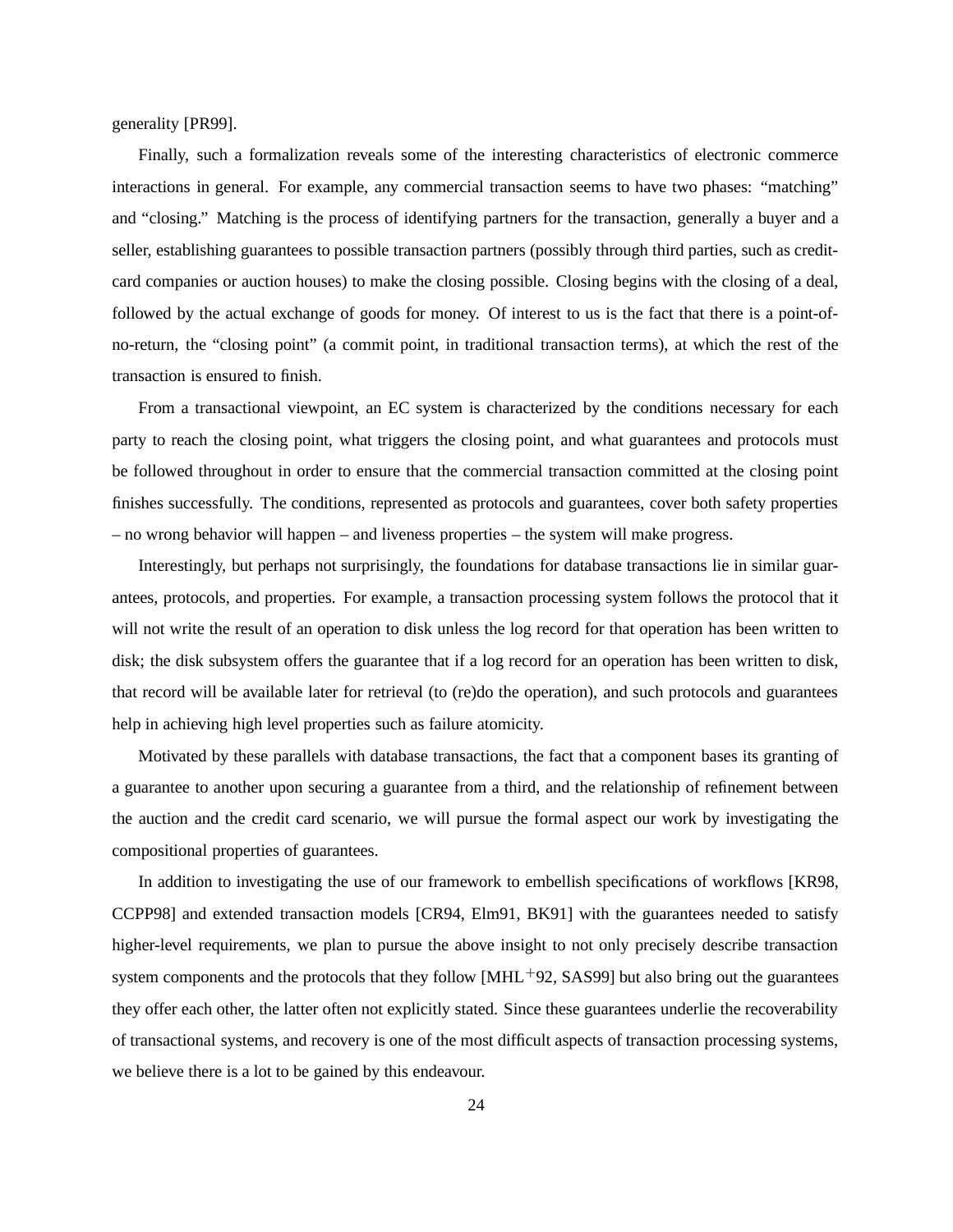generality [PR99].

Finally, such a formalization reveals some of the interesting characteristics of electronic commerce interactions in general. For example, any commercial transaction seems to have two phases: “matching” and “closing.” Matching is the process of identifying partners for the transaction, generally a buyer and a seller, establishing guarantees to possible transaction partners (possibly through third parties, such as credit-card companies or auction houses) to make the closing possible. Closing begins with the closing of a deal, followed by the actual exchange of goods for money. Of interest to us is the fact that there is a point-of-no-return, the “closing point” (a commit point, in traditional transaction terms), at which the rest of the transaction is ensured to finish.

From a transactional viewpoint, an EC system is characterized by the conditions necessary for each party to reach the closing point, what triggers the closing point, and what guarantees and protocols must be followed throughout in order to ensure that the commercial transaction committed at the closing point finishes successfully. The conditions, represented as protocols and guarantees, cover both safety properties – no wrong behavior will happen – and liveness properties – the system will make progress.

Interestingly, but perhaps not surprisingly, the foundations for database transactions lie in similar guarantees, protocols, and properties. For example, a transaction processing system follows the protocol that it will not write the result of an operation to disk unless the log record for that operation has been written to disk; the disk subsystem offers the guarantee that if a log record for an operation has been written to disk, that record will be available later for retrieval (to (re)do the operation), and such protocols and guarantees help in achieving high level properties such as failure atomicity.

Motivated by these parallels with database transactions, the fact that a component bases its granting of a guarantee to another upon securing a guarantee from a third, and the relationship of refinement between the auction and the credit card scenario, we will pursue the formal aspect our work by investigating the compositional properties of guarantees.

In addition to investigating the use of our framework to embellish specifications of workflows [KR98, CCPP98] and extended transaction models [CR94, Elm91, BK91] with the guarantees needed to satisfy higher-level requirements, we plan to pursue the above insight to not only precisely describe transaction system components and the protocols that they follow [MHL$^+$92, SAS99] but also bring out the guarantees they offer each other, the latter often not explicitly stated. Since these guarantees underlie the recoverability of transactional systems, and recovery is one of the most difficult aspects of transaction processing systems, we believe there is a lot to be gained by this endeavour.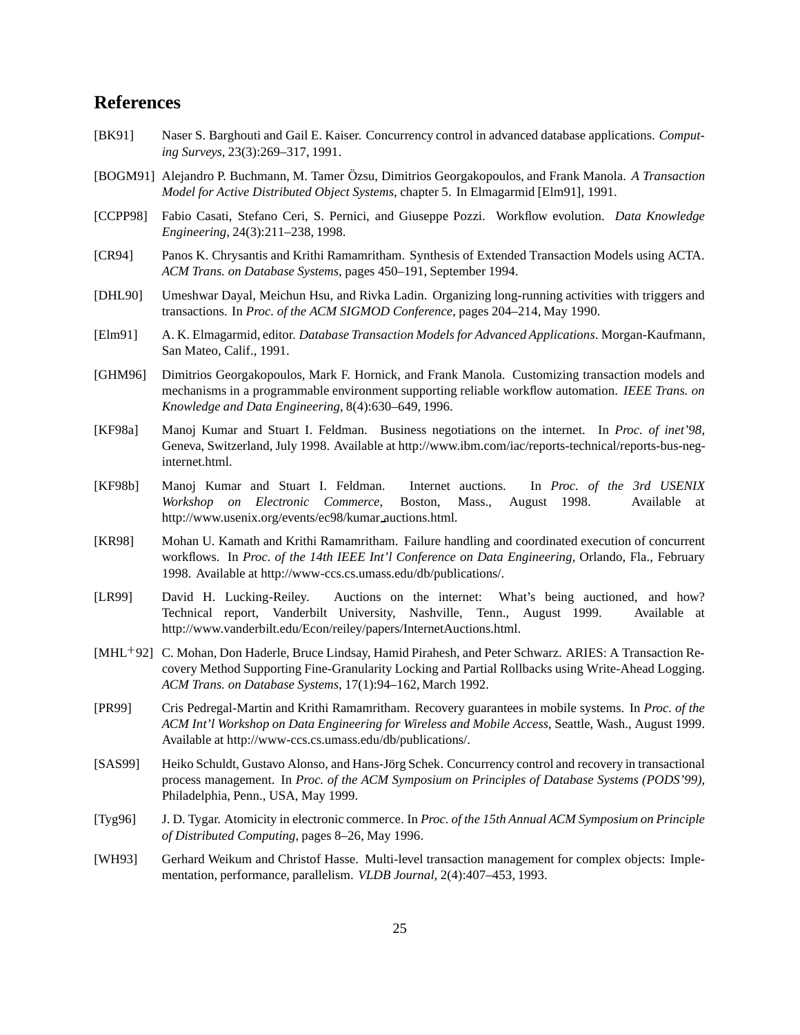## References

[BK91] Naser S. Barghouti and Gail E. Kaiser. Concurrency control in advanced database applications. *Computing Surveys*, 23(3):269–317, 1991.

[BOGM91] Alejandro P. Buchmann, M. Tamer Özsu, Dimitrios Georgakopoulos, and Frank Manola. *A Transaction Model for Active Distributed Object Systems*, chapter 5. In Elmagarmid [Elm91], 1991.

[CCPP98] Fabio Casati, Stefano Ceri, S. Pernici, and Giuseppe Pozzi. Workflow evolution. *Data Knowledge Engineering*, 24(3):211–238, 1998.

[CR94] Panos K. Chrysantis and Krithi Ramamritham. Synthesis of Extended Transaction Models using ACTA. *ACM Trans. on Database Systems*, pages 450–191, September 1994.

[DHL90] Umeshwar Dayal, Meichun Hsu, and Rivka Ladin. Organizing long-running activities with triggers and transactions. In *Proc. of the ACM SIGMOD Conference*, pages 204–214, May 1990.

[Elm91] A. K. Elmagarmid, editor. *Database Transaction Models for Advanced Applications*. Morgan-Kaufmann, San Mateo, Calif., 1991.

[GHM96] Dimitrios Georgakopoulos, Mark F. Hornick, and Frank Manola. Customizing transaction models and mechanisms in a programmable environment supporting reliable workflow automation. *IEEE Trans. on Knowledge and Data Engineering*, 8(4):630–649, 1996.

[KF98a] Manoj Kumar and Stuart I. Feldman. Business negotiations on the internet. In *Proc. of inet'98*, Geneva, Switzerland, July 1998. Available at http://www.ibm.com/iac/reports-technical/reports-bus-neg-internet.html.

[KF98b] Manoj Kumar and Stuart I. Feldman. Internet auctions. In *Proc. of the 3rd USENIX Workshop on Electronic Commerce*, Boston, Mass., August 1998. Available at http://www.usenix.org/events/ec98/kumar_auctions.html.

[KR98] Mohan U. Kamath and Krithi Ramamritham. Failure handling and coordinated execution of concurrent workflows. In *Proc. of the 14th IEEE Int'l Conference on Data Engineering*, Orlando, Fla., February 1998. Available at http://www-ccs.cs.umass.edu/db/publications/.

[LR99] David H. Lucking-Reiley. Auctions on the internet: What's being auctioned, and how? Technical report, Vanderbilt University, Nashville, Tenn., August 1999. Available at http://www.vanderbilt.edu/Econ/reiley/papers/InternetAuctions.html.

[MHL+92] C. Mohan, Don Haderle, Bruce Lindsay, Hamid Pirahesh, and Peter Schwarz. ARIES: A Transaction Recovery Method Supporting Fine-Granularity Locking and Partial Rollbacks using Write-Ahead Logging. *ACM Trans. on Database Systems*, 17(1):94–162, March 1992.

[PR99] Cris Pedregal-Martin and Krithi Ramamritham. Recovery guarantees in mobile systems. In *Proc. of the ACM Int'l Workshop on Data Engineering for Wireless and Mobile Access*, Seattle, Wash., August 1999. Available at http://www-ccs.cs.umass.edu/db/publications/.

[SAS99] Heiko Schuldt, Gustavo Alonso, and Hans-Jörg Schek. Concurrency control and recovery in transactional process management. In *Proc. of the ACM Symposium on Principles of Database Systems (PODS'99)*, Philadelphia, Penn., USA, May 1999.

[Tyg96] J. D. Tygar. Atomicity in electronic commerce. In *Proc. of the 15th Annual ACM Symposium on Principle of Distributed Computing*, pages 8–26, May 1996.

[WH93] Gerhard Weikum and Christof Hasse. Multi-level transaction management for complex objects: Implementation, performance, parallelism. *VLDB Journal*, 2(4):407–453, 1993.